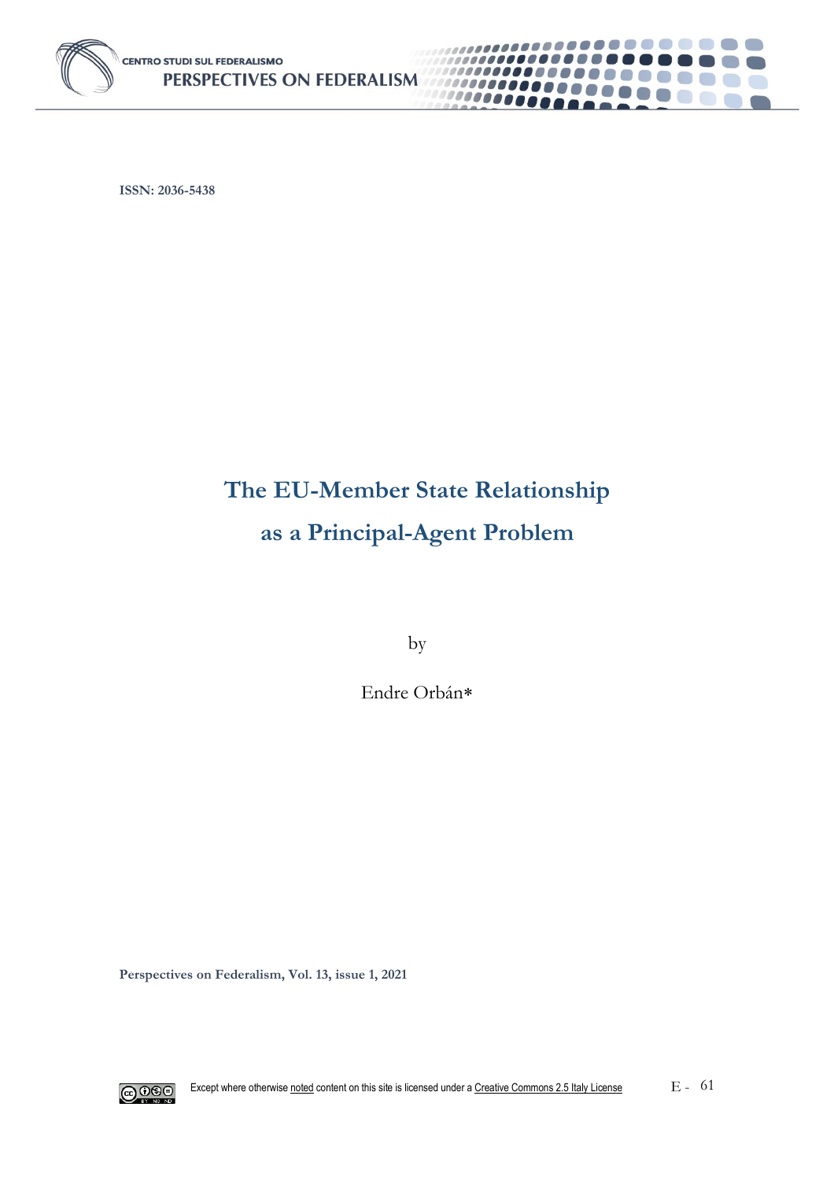ISSN: 2036-5438

# The EU-Member State Relationship as a Principal-Agent Problem

by

Endre Orbán*

Perspectives on Federalism, Vol. 13, issue 1, 2021

Except where otherwise noted content on this site is licensed under a Creative Commons 2.5 Italy License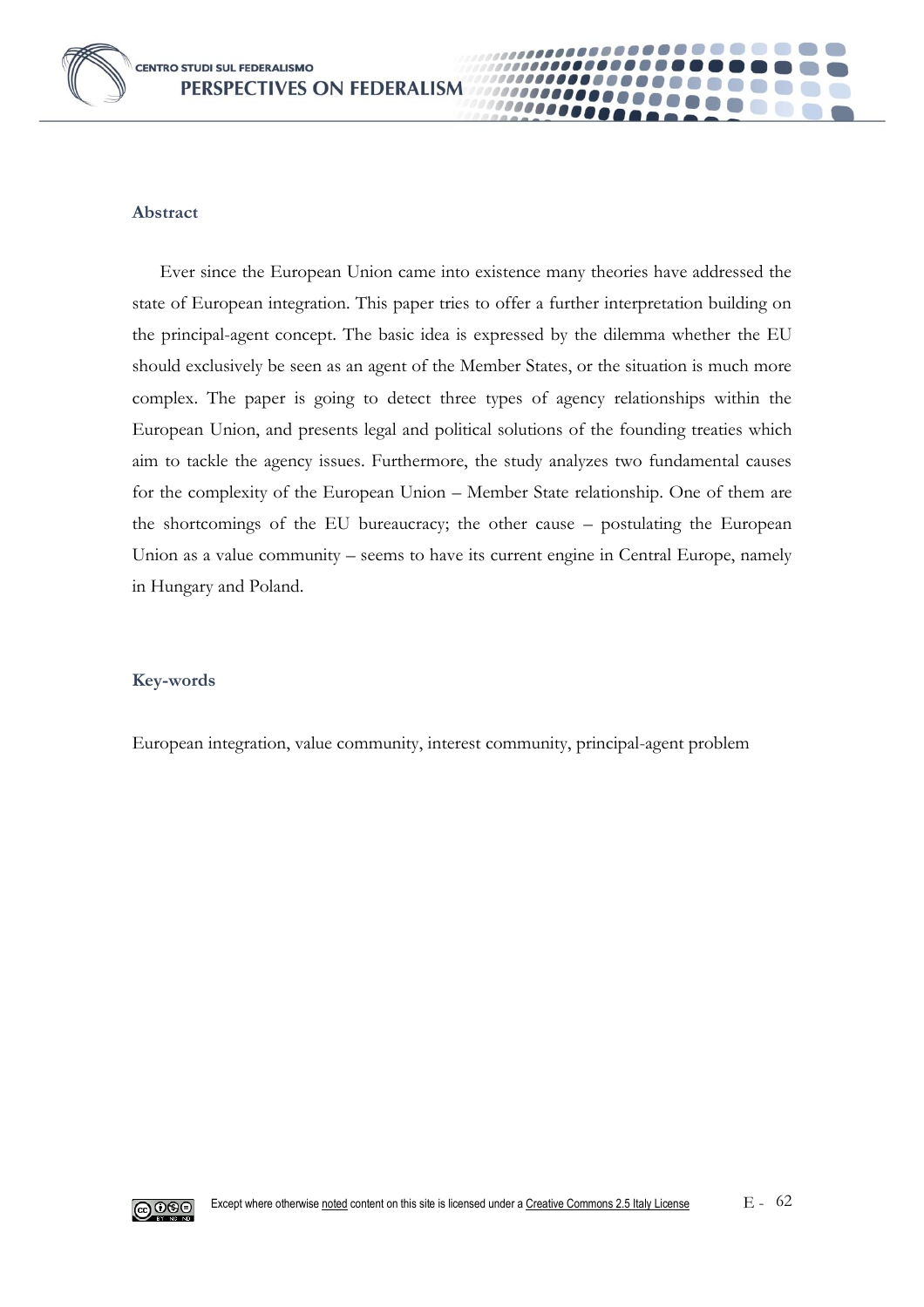## Abstract

Ever since the European Union came into existence many theories have addressed the state of European integration. This paper tries to offer a further interpretation building on the principal-agent concept. The basic idea is expressed by the dilemma whether the EU should exclusively be seen as an agent of the Member States, or the situation is much more complex. The paper is going to detect three types of agency relationships within the European Union, and presents legal and political solutions of the founding treaties which aim to tackle the agency issues. Furthermore, the study analyzes two fundamental causes for the complexity of the European Union – Member State relationship. One of them are the shortcomings of the EU bureaucracy; the other cause – postulating the European Union as a value community – seems to have its current engine in Central Europe, namely in Hungary and Poland.

## Key-words

European integration, value community, interest community, principal-agent problem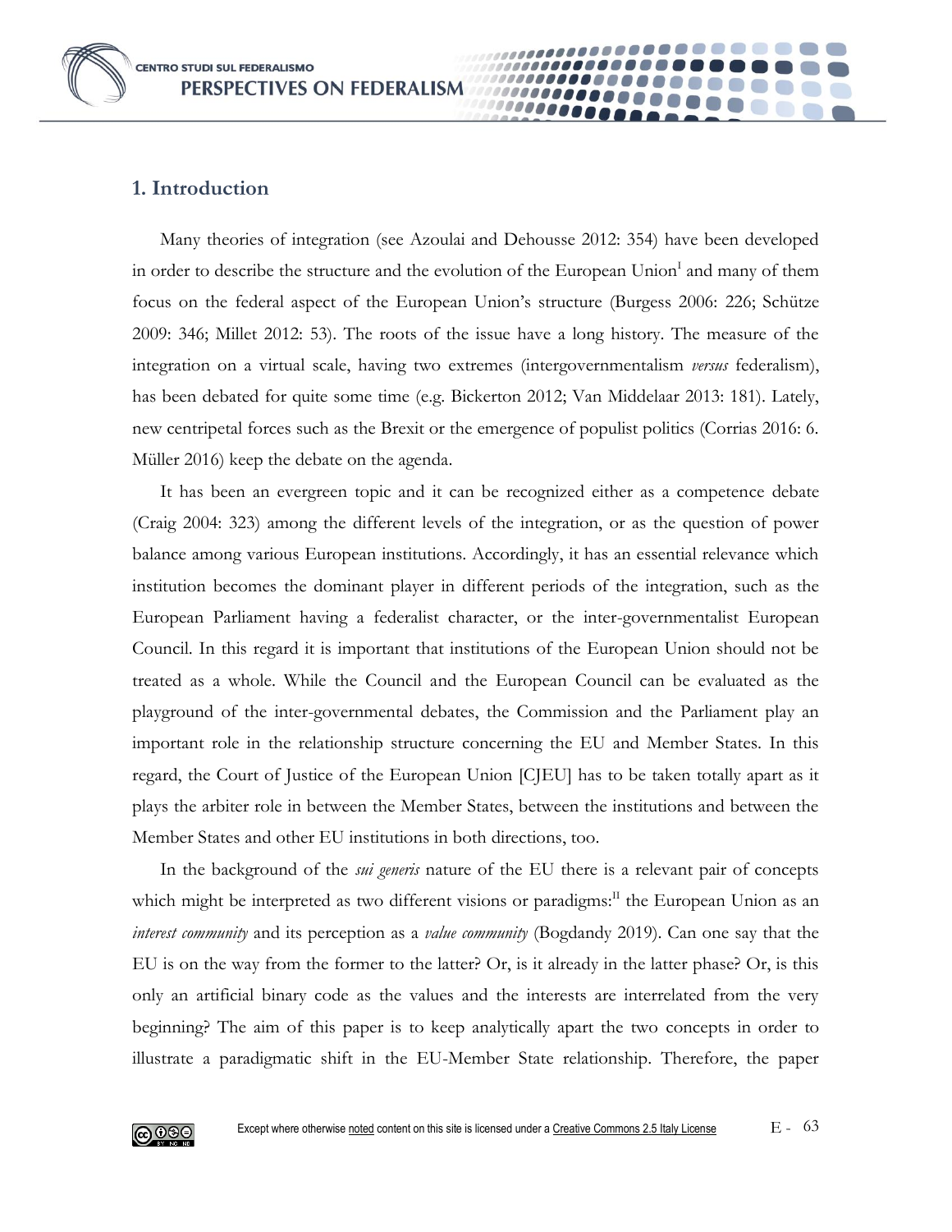## 1. Introduction

Many theories of integration (see Azoulai and Dehousse 2012: 354) have been developed in order to describe the structure and the evolution of the European Union[I] and many of them focus on the federal aspect of the European Union's structure (Burgess 2006: 226; Schütze 2009: 346; Millet 2012: 53). The roots of the issue have a long history. The measure of the integration on a virtual scale, having two extremes (intergovernmentalism *versus* federalism), has been debated for quite some time (e.g. Bickerton 2012; Van Middelaar 2013: 181). Lately, new centripetal forces such as the Brexit or the emergence of populist politics (Corrias 2016: 6. Müller 2016) keep the debate on the agenda.

It has been an evergreen topic and it can be recognized either as a competence debate (Craig 2004: 323) among the different levels of the integration, or as the question of power balance among various European institutions. Accordingly, it has an essential relevance which institution becomes the dominant player in different periods of the integration, such as the European Parliament having a federalist character, or the inter-governmentalist European Council. In this regard it is important that institutions of the European Union should not be treated as a whole. While the Council and the European Council can be evaluated as the playground of the inter-governmental debates, the Commission and the Parliament play an important role in the relationship structure concerning the EU and Member States. In this regard, the Court of Justice of the European Union [CJEU] has to be taken totally apart as it plays the arbiter role in between the Member States, between the institutions and between the Member States and other EU institutions in both directions, too.

In the background of the *sui generis* nature of the EU there is a relevant pair of concepts which might be interpreted as two different visions or paradigms:[II] the European Union as an *interest community* and its perception as a *value community* (Bogdandy 2019). Can one say that the EU is on the way from the former to the latter? Or, is it already in the latter phase? Or, is this only an artificial binary code as the values and the interests are interrelated from the very beginning? The aim of this paper is to keep analytically apart the two concepts in order to illustrate a paradigmatic shift in the EU-Member State relationship. Therefore, the paper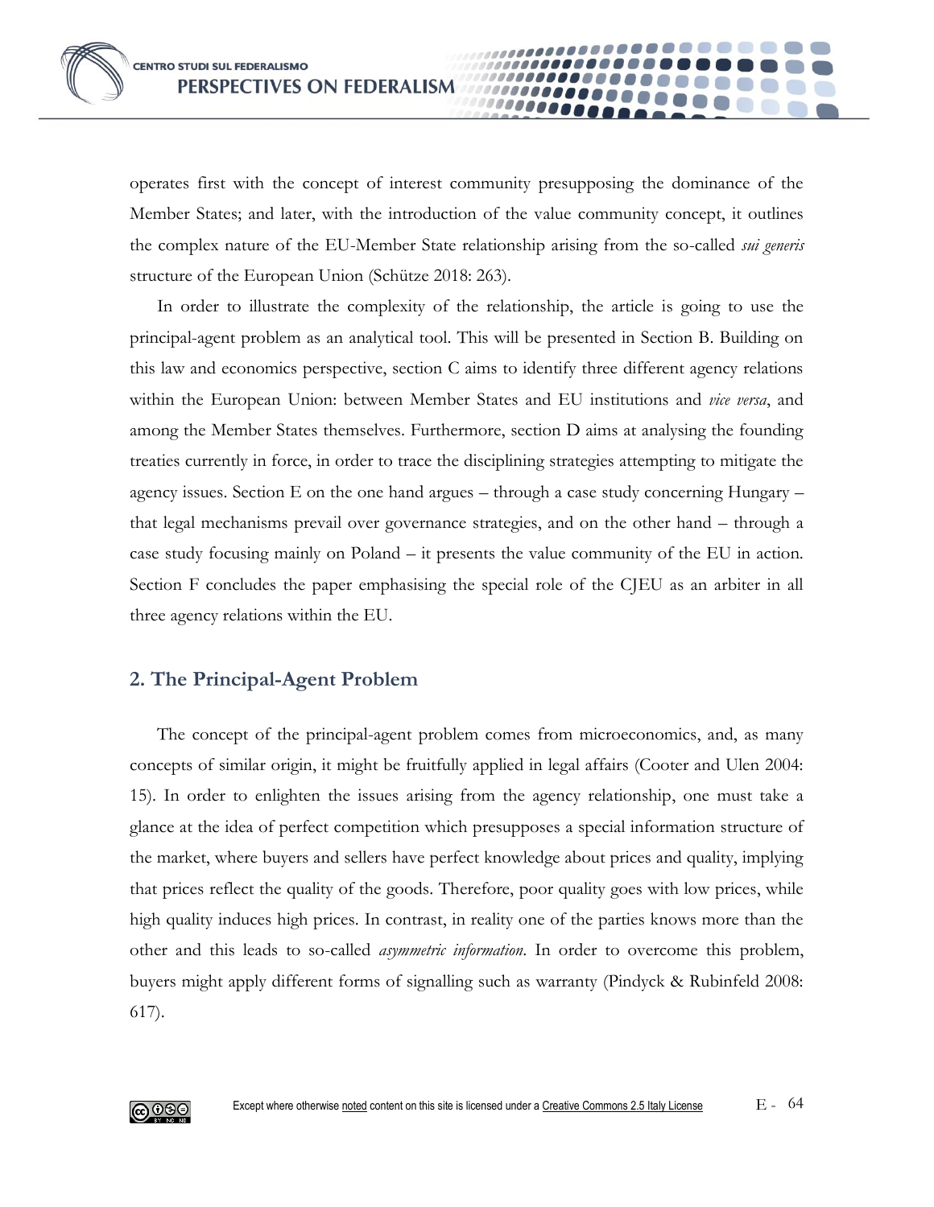operates first with the concept of interest community presupposing the dominance of the Member States; and later, with the introduction of the value community concept, it outlines the complex nature of the EU-Member State relationship arising from the so-called *sui generis* structure of the European Union (Schütze 2018: 263).

In order to illustrate the complexity of the relationship, the article is going to use the principal-agent problem as an analytical tool. This will be presented in Section B. Building on this law and economics perspective, section C aims to identify three different agency relations within the European Union: between Member States and EU institutions and *vice versa*, and among the Member States themselves. Furthermore, section D aims at analysing the founding treaties currently in force, in order to trace the disciplining strategies attempting to mitigate the agency issues. Section E on the one hand argues – through a case study concerning Hungary – that legal mechanisms prevail over governance strategies, and on the other hand – through a case study focusing mainly on Poland – it presents the value community of the EU in action. Section F concludes the paper emphasising the special role of the CJEU as an arbiter in all three agency relations within the EU.

## 2. The Principal-Agent Problem

The concept of the principal-agent problem comes from microeconomics, and, as many concepts of similar origin, it might be fruitfully applied in legal affairs (Cooter and Ulen 2004: 15). In order to enlighten the issues arising from the agency relationship, one must take a glance at the idea of perfect competition which presupposes a special information structure of the market, where buyers and sellers have perfect knowledge about prices and quality, implying that prices reflect the quality of the goods. Therefore, poor quality goes with low prices, while high quality induces high prices. In contrast, in reality one of the parties knows more than the other and this leads to so-called *asymmetric information*. In order to overcome this problem, buyers might apply different forms of signalling such as warranty (Pindyck & Rubinfeld 2008: 617).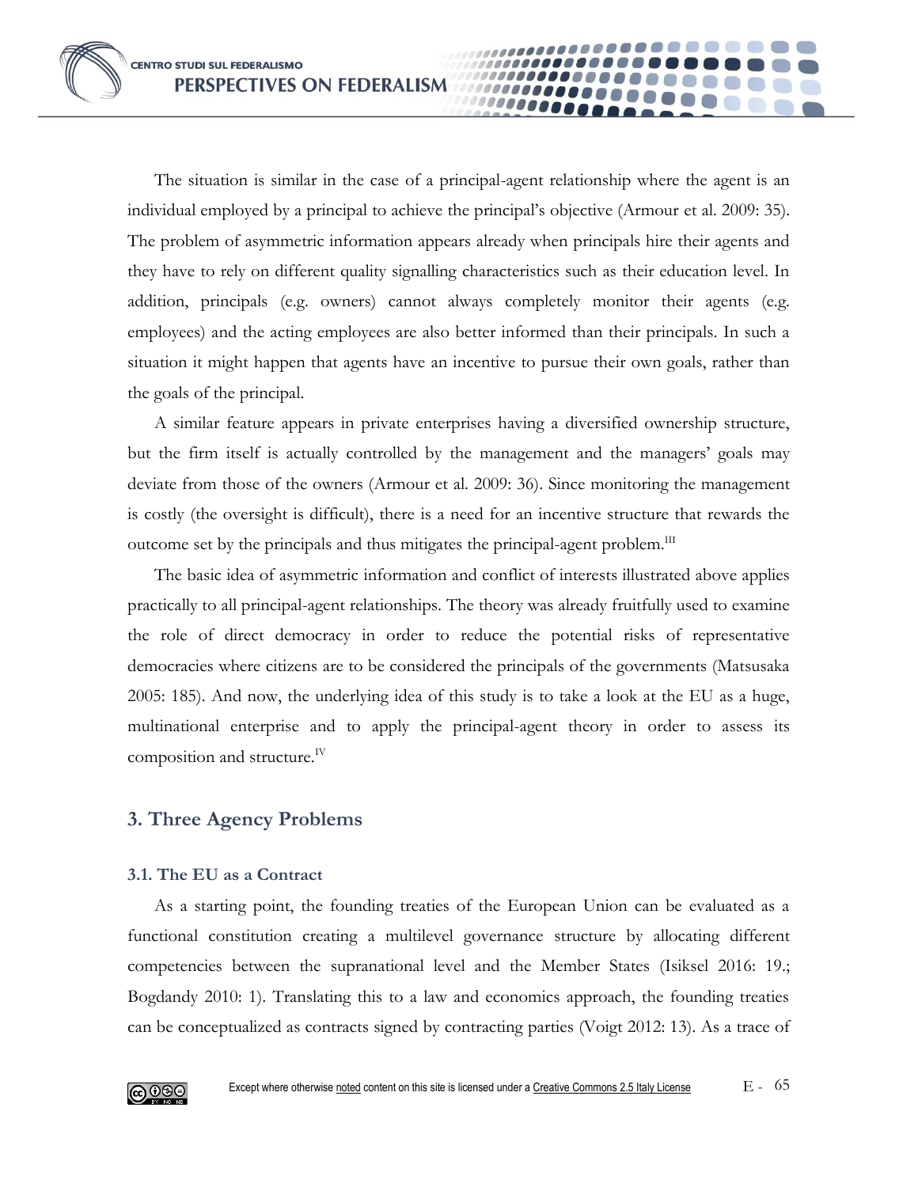The situation is similar in the case of a principal-agent relationship where the agent is an individual employed by a principal to achieve the principal's objective (Armour et al. 2009: 35). The problem of asymmetric information appears already when principals hire their agents and they have to rely on different quality signalling characteristics such as their education level. In addition, principals (e.g. owners) cannot always completely monitor their agents (e.g. employees) and the acting employees are also better informed than their principals. In such a situation it might happen that agents have an incentive to pursue their own goals, rather than the goals of the principal.

A similar feature appears in private enterprises having a diversified ownership structure, but the firm itself is actually controlled by the management and the managers' goals may deviate from those of the owners (Armour et al. 2009: 36). Since monitoring the management is costly (the oversight is difficult), there is a need for an incentive structure that rewards the outcome set by the principals and thus mitigates the principal-agent problem.[III]

The basic idea of asymmetric information and conflict of interests illustrated above applies practically to all principal-agent relationships. The theory was already fruitfully used to examine the role of direct democracy in order to reduce the potential risks of representative democracies where citizens are to be considered the principals of the governments (Matsusaka 2005: 185). And now, the underlying idea of this study is to take a look at the EU as a huge, multinational enterprise and to apply the principal-agent theory in order to assess its composition and structure.[IV]

## 3. Three Agency Problems

### 3.1. The EU as a Contract

As a starting point, the founding treaties of the European Union can be evaluated as a functional constitution creating a multilevel governance structure by allocating different competencies between the supranational level and the Member States (Isiksel 2016: 19.; Bogdandy 2010: 1). Translating this to a law and economics approach, the founding treaties can be conceptualized as contracts signed by contracting parties (Voigt 2012: 13). As a trace of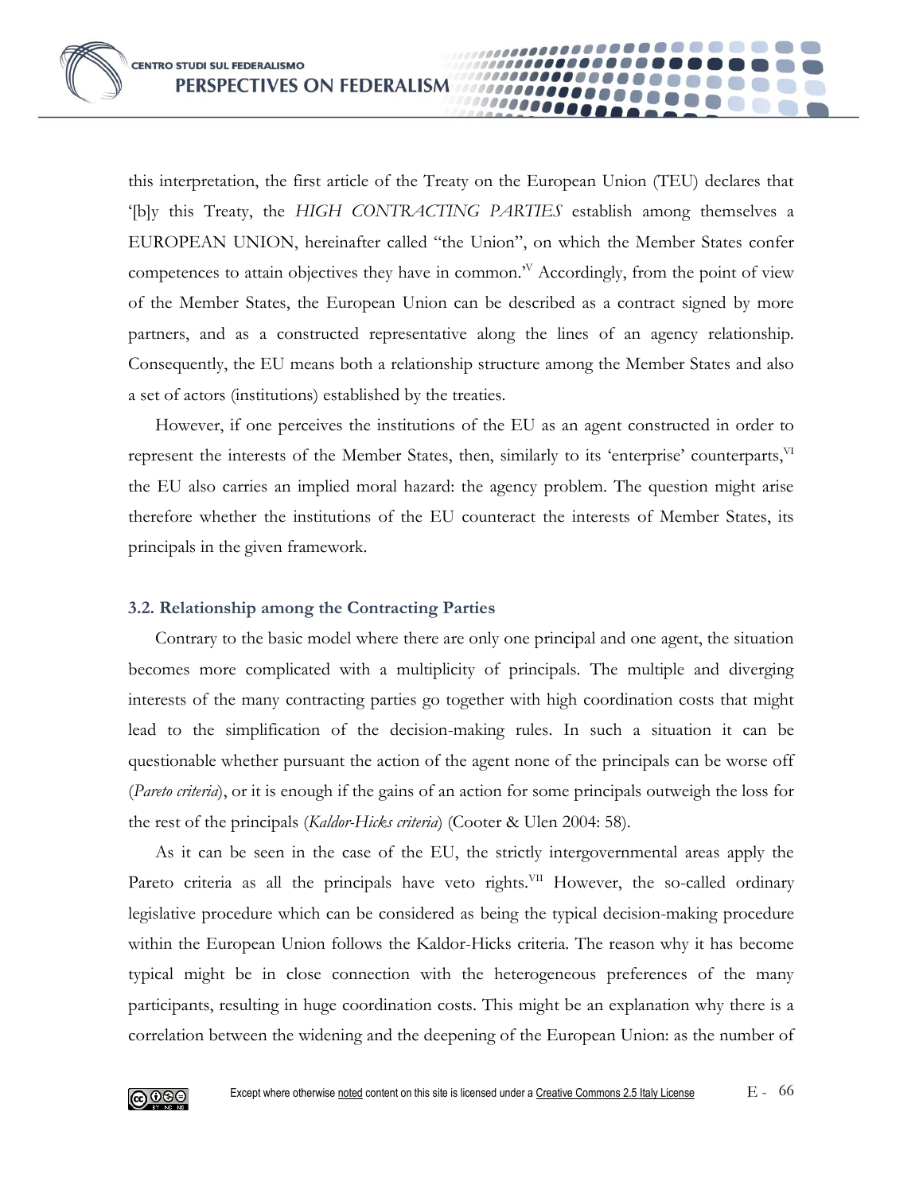this interpretation, the first article of the Treaty on the European Union (TEU) declares that '[b]y this Treaty, the *HIGH CONTRACTING PARTIES* establish among themselves a EUROPEAN UNION, hereinafter called "the Union", on which the Member States confer competences to attain objectives they have in common.'[V] Accordingly, from the point of view of the Member States, the European Union can be described as a contract signed by more partners, and as a constructed representative along the lines of an agency relationship. Consequently, the EU means both a relationship structure among the Member States and also a set of actors (institutions) established by the treaties.

However, if one perceives the institutions of the EU as an agent constructed in order to represent the interests of the Member States, then, similarly to its 'enterprise' counterparts,[VI] the EU also carries an implied moral hazard: the agency problem. The question might arise therefore whether the institutions of the EU counteract the interests of Member States, its principals in the given framework.

### 3.2. Relationship among the Contracting Parties

Contrary to the basic model where there are only one principal and one agent, the situation becomes more complicated with a multiplicity of principals. The multiple and diverging interests of the many contracting parties go together with high coordination costs that might lead to the simplification of the decision-making rules. In such a situation it can be questionable whether pursuant the action of the agent none of the principals can be worse off (*Pareto criteria*), or it is enough if the gains of an action for some principals outweigh the loss for the rest of the principals (*Kaldor-Hicks criteria*) (Cooter & Ulen 2004: 58).

As it can be seen in the case of the EU, the strictly intergovernmental areas apply the Pareto criteria as all the principals have veto rights.[VII] However, the so-called ordinary legislative procedure which can be considered as being the typical decision-making procedure within the European Union follows the Kaldor-Hicks criteria. The reason why it has become typical might be in close connection with the heterogeneous preferences of the many participants, resulting in huge coordination costs. This might be an explanation why there is a correlation between the widening and the deepening of the European Union: as the number of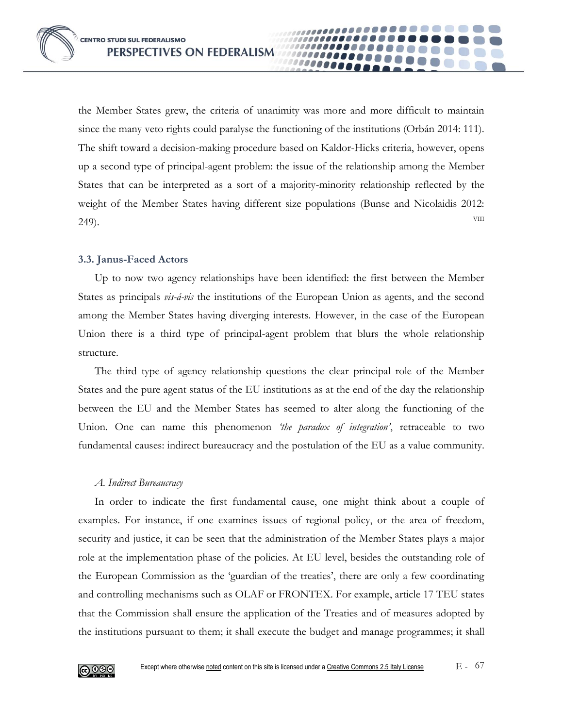the Member States grew, the criteria of unanimity was more and more difficult to maintain since the many veto rights could paralyse the functioning of the institutions (Orbán 2014: 111). The shift toward a decision-making procedure based on Kaldor-Hicks criteria, however, opens up a second type of principal-agent problem: the issue of the relationship among the Member States that can be interpreted as a sort of a majority-minority relationship reflected by the weight of the Member States having different size populations (Bunse and Nicolaidis 2012: 249).[VIII]

### 3.3. Janus-Faced Actors

Up to now two agency relationships have been identified: the first between the Member States as principals *vis-á-vis* the institutions of the European Union as agents, and the second among the Member States having diverging interests. However, in the case of the European Union there is a third type of principal-agent problem that blurs the whole relationship structure.

The third type of agency relationship questions the clear principal role of the Member States and the pure agent status of the EU institutions as at the end of the day the relationship between the EU and the Member States has seemed to alter along the functioning of the Union. One can name this phenomenon *'the paradox of integration'*, retraceable to two fundamental causes: indirect bureaucracy and the postulation of the EU as a value community.

#### *A. Indirect Bureaucracy*

In order to indicate the first fundamental cause, one might think about a couple of examples. For instance, if one examines issues of regional policy, or the area of freedom, security and justice, it can be seen that the administration of the Member States plays a major role at the implementation phase of the policies. At EU level, besides the outstanding role of the European Commission as the 'guardian of the treaties', there are only a few coordinating and controlling mechanisms such as OLAF or FRONTEX. For example, article 17 TEU states that the Commission shall ensure the application of the Treaties and of measures adopted by the institutions pursuant to them; it shall execute the budget and manage programmes; it shall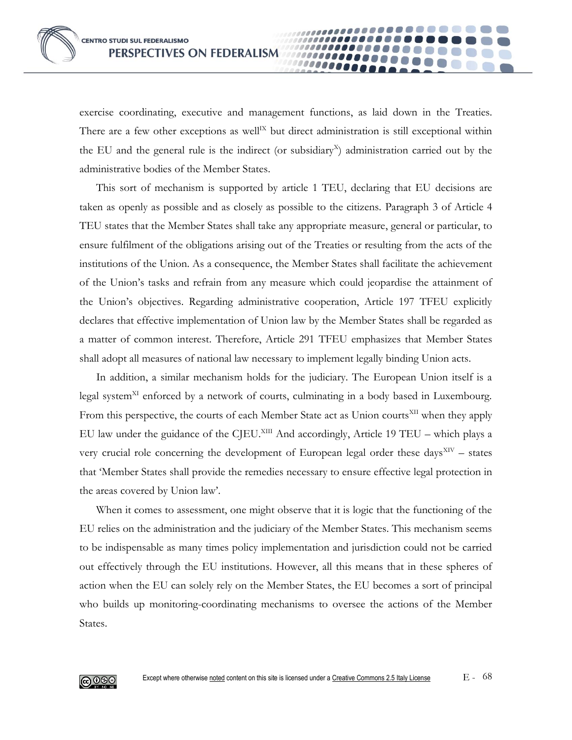exercise coordinating, executive and management functions, as laid down in the Treaties. There are a few other exceptions as well[IX] but direct administration is still exceptional within the EU and the general rule is the indirect (or subsidiary[X]) administration carried out by the administrative bodies of the Member States.

This sort of mechanism is supported by article 1 TEU, declaring that EU decisions are taken as openly as possible and as closely as possible to the citizens. Paragraph 3 of Article 4 TEU states that the Member States shall take any appropriate measure, general or particular, to ensure fulfilment of the obligations arising out of the Treaties or resulting from the acts of the institutions of the Union. As a consequence, the Member States shall facilitate the achievement of the Union's tasks and refrain from any measure which could jeopardise the attainment of the Union's objectives. Regarding administrative cooperation, Article 197 TFEU explicitly declares that effective implementation of Union law by the Member States shall be regarded as a matter of common interest. Therefore, Article 291 TFEU emphasizes that Member States shall adopt all measures of national law necessary to implement legally binding Union acts.

In addition, a similar mechanism holds for the judiciary. The European Union itself is a legal system[XI] enforced by a network of courts, culminating in a body based in Luxembourg. From this perspective, the courts of each Member State act as Union courts[XII] when they apply EU law under the guidance of the CJEU.[XIII] And accordingly, Article 19 TEU – which plays a very crucial role concerning the development of European legal order these days[XIV] – states that 'Member States shall provide the remedies necessary to ensure effective legal protection in the areas covered by Union law'.

When it comes to assessment, one might observe that it is logic that the functioning of the EU relies on the administration and the judiciary of the Member States. This mechanism seems to be indispensable as many times policy implementation and jurisdiction could not be carried out effectively through the EU institutions. However, all this means that in these spheres of action when the EU can solely rely on the Member States, the EU becomes a sort of principal who builds up monitoring-coordinating mechanisms to oversee the actions of the Member States.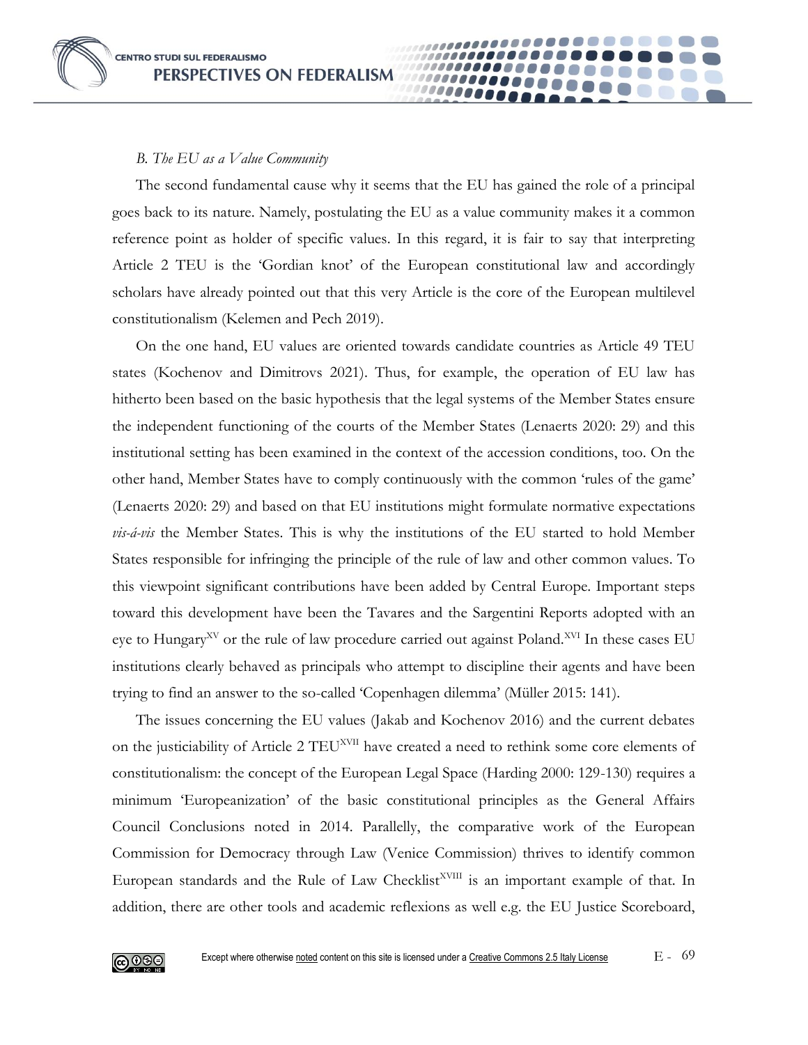*B. The EU as a Value Community*

The second fundamental cause why it seems that the EU has gained the role of a principal goes back to its nature. Namely, postulating the EU as a value community makes it a common reference point as holder of specific values. In this regard, it is fair to say that interpreting Article 2 TEU is the 'Gordian knot' of the European constitutional law and accordingly scholars have already pointed out that this very Article is the core of the European multilevel constitutionalism (Kelemen and Pech 2019).

On the one hand, EU values are oriented towards candidate countries as Article 49 TEU states (Kochenov and Dimitrovs 2021). Thus, for example, the operation of EU law has hitherto been based on the basic hypothesis that the legal systems of the Member States ensure the independent functioning of the courts of the Member States (Lenaerts 2020: 29) and this institutional setting has been examined in the context of the accession conditions, too. On the other hand, Member States have to comply continuously with the common 'rules of the game' (Lenaerts 2020: 29) and based on that EU institutions might formulate normative expectations *vis-á-vis* the Member States. This is why the institutions of the EU started to hold Member States responsible for infringing the principle of the rule of law and other common values. To this viewpoint significant contributions have been added by Central Europe. Important steps toward this development have been the Tavares and the Sargentini Reports adopted with an eye to Hungary[XV] or the rule of law procedure carried out against Poland.[XVI] In these cases EU institutions clearly behaved as principals who attempt to discipline their agents and have been trying to find an answer to the so-called 'Copenhagen dilemma' (Müller 2015: 141).

The issues concerning the EU values (Jakab and Kochenov 2016) and the current debates on the justiciability of Article 2 TEU[XVII] have created a need to rethink some core elements of constitutionalism: the concept of the European Legal Space (Harding 2000: 129-130) requires a minimum 'Europeanization' of the basic constitutional principles as the General Affairs Council Conclusions noted in 2014. Parallelly, the comparative work of the European Commission for Democracy through Law (Venice Commission) thrives to identify common European standards and the Rule of Law Checklist[XVIII] is an important example of that. In addition, there are other tools and academic reflexions as well e.g. the EU Justice Scoreboard,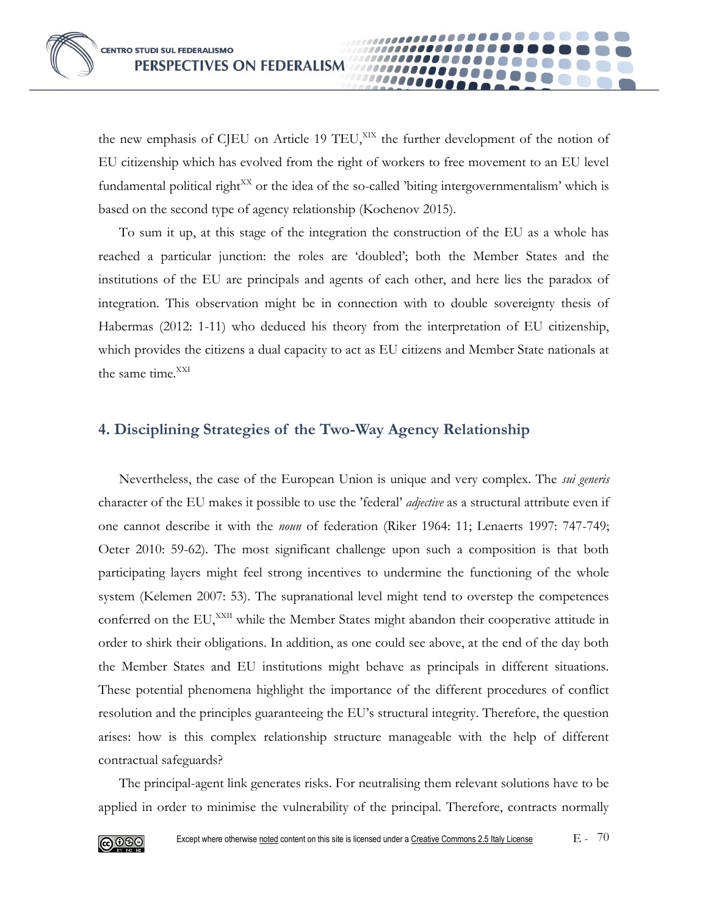the new emphasis of CJEU on Article 19 TEU,[XIX] the further development of the notion of EU citizenship which has evolved from the right of workers to free movement to an EU level fundamental political right[XX] or the idea of the so-called 'biting intergovernmentalism' which is based on the second type of agency relationship (Kochenov 2015).

To sum it up, at this stage of the integration the construction of the EU as a whole has reached a particular junction: the roles are 'doubled'; both the Member States and the institutions of the EU are principals and agents of each other, and here lies the paradox of integration. This observation might be in connection with to double sovereignty thesis of Habermas (2012: 1-11) who deduced his theory from the interpretation of EU citizenship, which provides the citizens a dual capacity to act as EU citizens and Member State nationals at the same time.[XXI]

## 4. Disciplining Strategies of the Two-Way Agency Relationship

Nevertheless, the case of the European Union is unique and very complex. The *sui generis* character of the EU makes it possible to use the 'federal' *adjective* as a structural attribute even if one cannot describe it with the *noun* of federation (Riker 1964: 11; Lenaerts 1997: 747-749; Oeter 2010: 59-62). The most significant challenge upon such a composition is that both participating layers might feel strong incentives to undermine the functioning of the whole system (Kelemen 2007: 53). The supranational level might tend to overstep the competences conferred on the EU,[XXII] while the Member States might abandon their cooperative attitude in order to shirk their obligations. In addition, as one could see above, at the end of the day both the Member States and EU institutions might behave as principals in different situations. These potential phenomena highlight the importance of the different procedures of conflict resolution and the principles guaranteeing the EU's structural integrity. Therefore, the question arises: how is this complex relationship structure manageable with the help of different contractual safeguards?

The principal-agent link generates risks. For neutralising them relevant solutions have to be applied in order to minimise the vulnerability of the principal. Therefore, contracts normally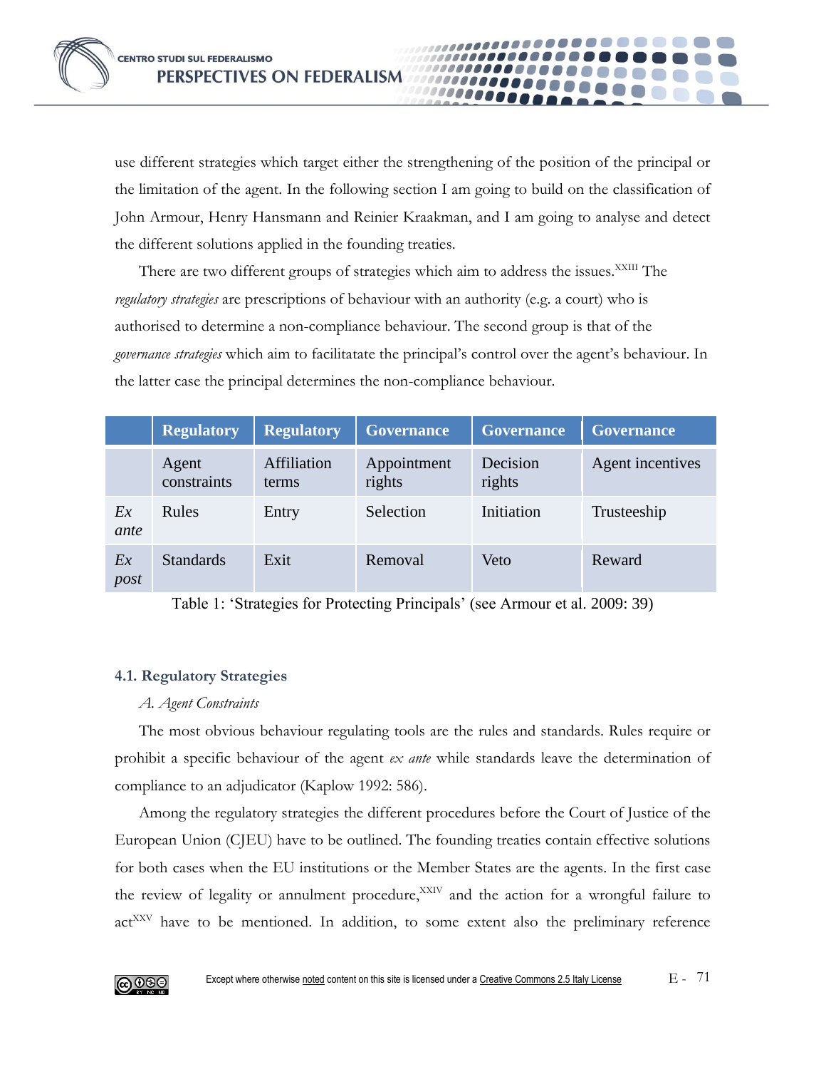use different strategies which target either the strengthening of the position of the principal or the limitation of the agent. In the following section I am going to build on the classification of John Armour, Henry Hansmann and Reinier Kraakman, and I am going to analyse and detect the different solutions applied in the founding treaties.

There are two different groups of strategies which aim to address the issues.[XXIII] The *regulatory strategies* are prescriptions of behaviour with an authority (e.g. a court) who is authorised to determine a non-compliance behaviour. The second group is that of the *governance strategies* which aim to facilitatate the principal's control over the agent's behaviour. In the latter case the principal determines the non-compliance behaviour.

| | Regulatory | Regulatory | Governance | Governance | Governance |
|---|---|---|---|---|---|
| | Agent constraints | Affiliation terms | Appointment rights | Decision rights | Agent incentives |
| *Ex ante* | Rules | Entry | Selection | Initiation | Trusteeship |
| *Ex post* | Standards | Exit | Removal | Veto | Reward |

Table 1: 'Strategies for Protecting Principals' (see Armour et al. 2009: 39)

### 4.1. Regulatory Strategies

*A. Agent Constraints*

The most obvious behaviour regulating tools are the rules and standards. Rules require or prohibit a specific behaviour of the agent *ex ante* while standards leave the determination of compliance to an adjudicator (Kaplow 1992: 586).

Among the regulatory strategies the different procedures before the Court of Justice of the European Union (CJEU) have to be outlined. The founding treaties contain effective solutions for both cases when the EU institutions or the Member States are the agents. In the first case the review of legality or annulment procedure,[XXIV] and the action for a wrongful failure to act[XXV] have to be mentioned. In addition, to some extent also the preliminary reference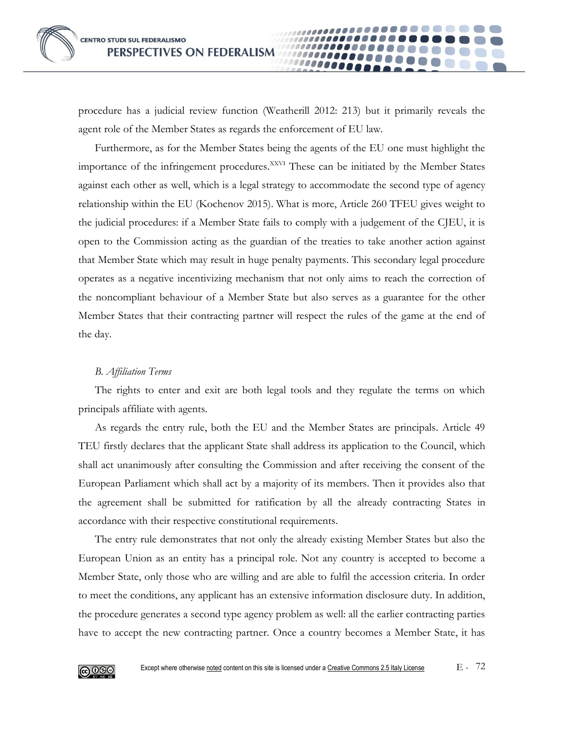procedure has a judicial review function (Weatherill 2012: 213) but it primarily reveals the agent role of the Member States as regards the enforcement of EU law.

Furthermore, as for the Member States being the agents of the EU one must highlight the importance of the infringement procedures.[XXVI] These can be initiated by the Member States against each other as well, which is a legal strategy to accommodate the second type of agency relationship within the EU (Kochenov 2015). What is more, Article 260 TFEU gives weight to the judicial procedures: if a Member State fails to comply with a judgement of the CJEU, it is open to the Commission acting as the guardian of the treaties to take another action against that Member State which may result in huge penalty payments. This secondary legal procedure operates as a negative incentivizing mechanism that not only aims to reach the correction of the noncompliant behaviour of a Member State but also serves as a guarantee for the other Member States that their contracting partner will respect the rules of the game at the end of the day.

*B. Affiliation Terms*

The rights to enter and exit are both legal tools and they regulate the terms on which principals affiliate with agents.

As regards the entry rule, both the EU and the Member States are principals. Article 49 TEU firstly declares that the applicant State shall address its application to the Council, which shall act unanimously after consulting the Commission and after receiving the consent of the European Parliament which shall act by a majority of its members. Then it provides also that the agreement shall be submitted for ratification by all the already contracting States in accordance with their respective constitutional requirements.

The entry rule demonstrates that not only the already existing Member States but also the European Union as an entity has a principal role. Not any country is accepted to become a Member State, only those who are willing and are able to fulfil the accession criteria. In order to meet the conditions, any applicant has an extensive information disclosure duty. In addition, the procedure generates a second type agency problem as well: all the earlier contracting parties have to accept the new contracting partner. Once a country becomes a Member State, it has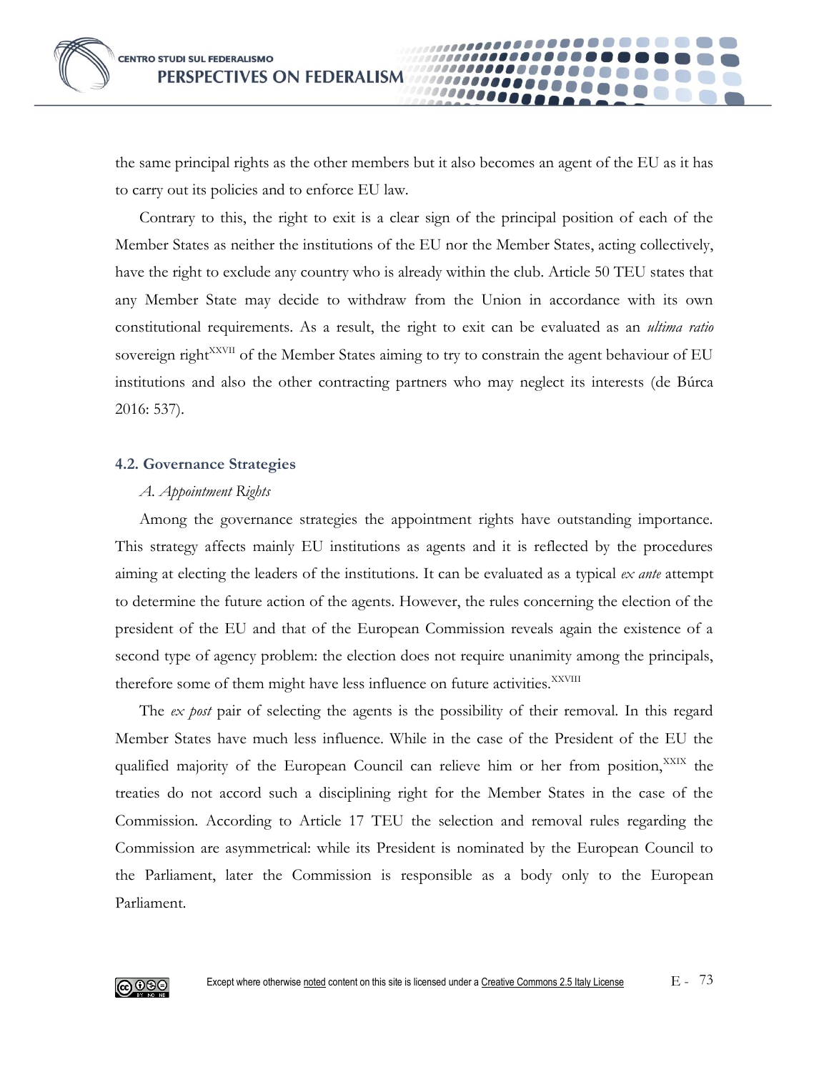the same principal rights as the other members but it also becomes an agent of the EU as it has to carry out its policies and to enforce EU law.

Contrary to this, the right to exit is a clear sign of the principal position of each of the Member States as neither the institutions of the EU nor the Member States, acting collectively, have the right to exclude any country who is already within the club. Article 50 TEU states that any Member State may decide to withdraw from the Union in accordance with its own constitutional requirements. As a result, the right to exit can be evaluated as an *ultima ratio* sovereign right[XXVII] of the Member States aiming to try to constrain the agent behaviour of EU institutions and also the other contracting partners who may neglect its interests (de Búrca 2016: 537).

### 4.2. Governance Strategies

*A. Appointment Rights*

Among the governance strategies the appointment rights have outstanding importance. This strategy affects mainly EU institutions as agents and it is reflected by the procedures aiming at electing the leaders of the institutions. It can be evaluated as a typical *ex ante* attempt to determine the future action of the agents. However, the rules concerning the election of the president of the EU and that of the European Commission reveals again the existence of a second type of agency problem: the election does not require unanimity among the principals, therefore some of them might have less influence on future activities.[XXVIII]

The *ex post* pair of selecting the agents is the possibility of their removal. In this regard Member States have much less influence. While in the case of the President of the EU the qualified majority of the European Council can relieve him or her from position,[XXIX] the treaties do not accord such a disciplining right for the Member States in the case of the Commission. According to Article 17 TEU the selection and removal rules regarding the Commission are asymmetrical: while its President is nominated by the European Council to the Parliament, later the Commission is responsible as a body only to the European Parliament.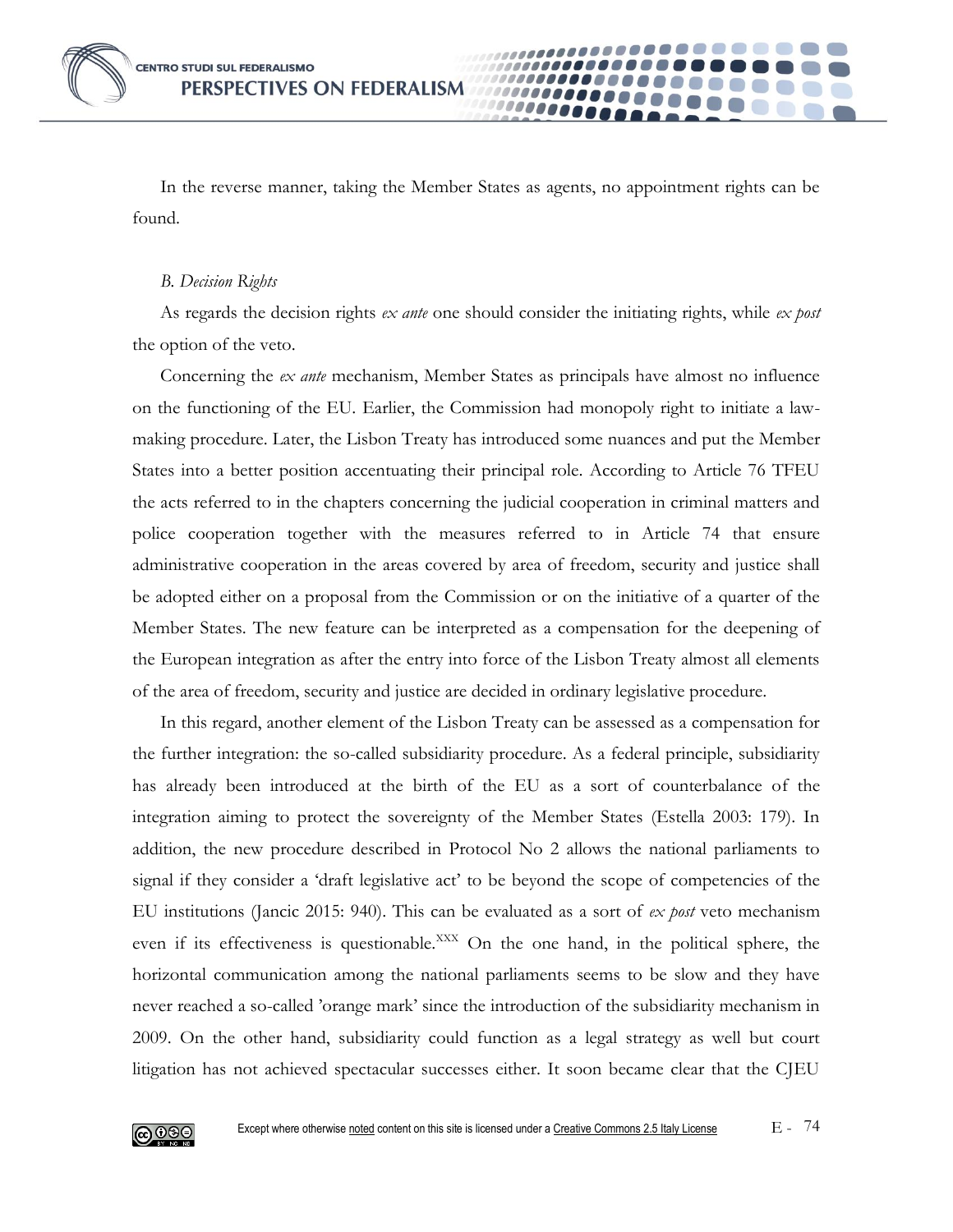In the reverse manner, taking the Member States as agents, no appointment rights can be found.

*B. Decision Rights*

As regards the decision rights *ex ante* one should consider the initiating rights, while *ex post* the option of the veto.

Concerning the *ex ante* mechanism, Member States as principals have almost no influence on the functioning of the EU. Earlier, the Commission had monopoly right to initiate a law-making procedure. Later, the Lisbon Treaty has introduced some nuances and put the Member States into a better position accentuating their principal role. According to Article 76 TFEU the acts referred to in the chapters concerning the judicial cooperation in criminal matters and police cooperation together with the measures referred to in Article 74 that ensure administrative cooperation in the areas covered by area of freedom, security and justice shall be adopted either on a proposal from the Commission or on the initiative of a quarter of the Member States. The new feature can be interpreted as a compensation for the deepening of the European integration as after the entry into force of the Lisbon Treaty almost all elements of the area of freedom, security and justice are decided in ordinary legislative procedure.

In this regard, another element of the Lisbon Treaty can be assessed as a compensation for the further integration: the so-called subsidiarity procedure. As a federal principle, subsidiarity has already been introduced at the birth of the EU as a sort of counterbalance of the integration aiming to protect the sovereignty of the Member States (Estella 2003: 179). In addition, the new procedure described in Protocol No 2 allows the national parliaments to signal if they consider a 'draft legislative act' to be beyond the scope of competencies of the EU institutions (Jancic 2015: 940). This can be evaluated as a sort of *ex post* veto mechanism even if its effectiveness is questionable.[XXX] On the one hand, in the political sphere, the horizontal communication among the national parliaments seems to be slow and they have never reached a so-called 'orange mark' since the introduction of the subsidiarity mechanism in 2009. On the other hand, subsidiarity could function as a legal strategy as well but court litigation has not achieved spectacular successes either. It soon became clear that the CJEU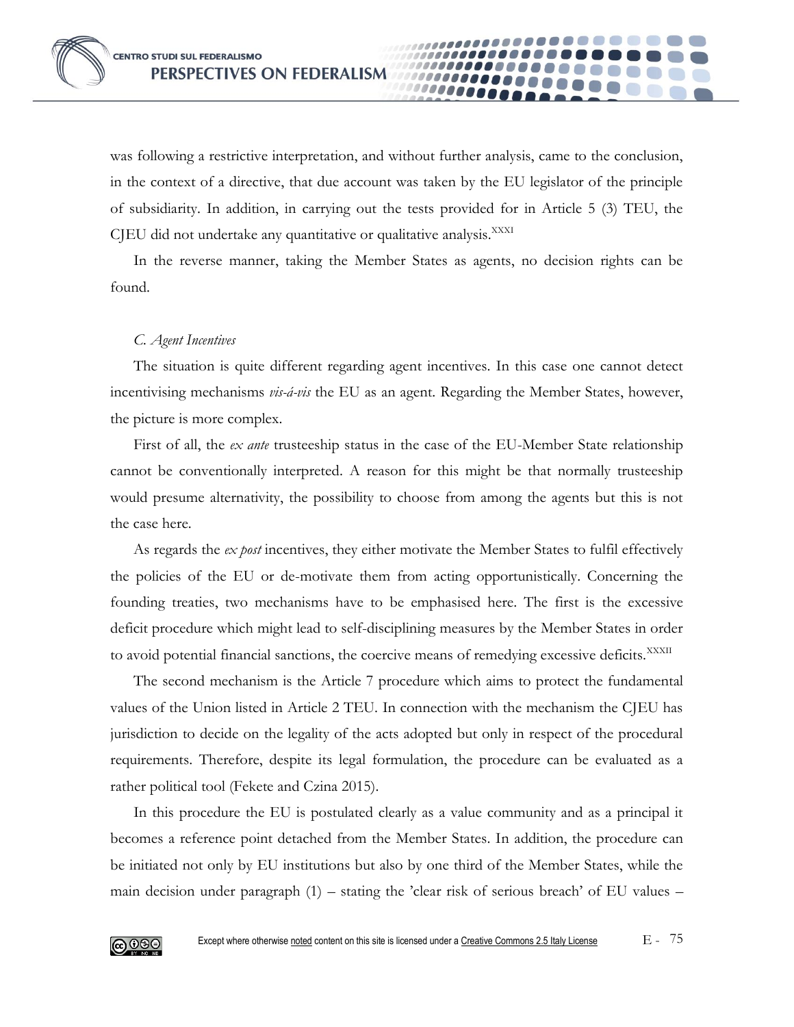was following a restrictive interpretation, and without further analysis, came to the conclusion, in the context of a directive, that due account was taken by the EU legislator of the principle of subsidiarity. In addition, in carrying out the tests provided for in Article 5 (3) TEU, the CJEU did not undertake any quantitative or qualitative analysis.[XXXI]

In the reverse manner, taking the Member States as agents, no decision rights can be found.

### C. Agent Incentives

The situation is quite different regarding agent incentives. In this case one cannot detect incentivising mechanisms *vis-á-vis* the EU as an agent. Regarding the Member States, however, the picture is more complex.

First of all, the *ex ante* trusteeship status in the case of the EU-Member State relationship cannot be conventionally interpreted. A reason for this might be that normally trusteeship would presume alternativity, the possibility to choose from among the agents but this is not the case here.

As regards the *ex post* incentives, they either motivate the Member States to fulfil effectively the policies of the EU or de-motivate them from acting opportunistically. Concerning the founding treaties, two mechanisms have to be emphasised here. The first is the excessive deficit procedure which might lead to self-disciplining measures by the Member States in order to avoid potential financial sanctions, the coercive means of remedying excessive deficits.[XXXII]

The second mechanism is the Article 7 procedure which aims to protect the fundamental values of the Union listed in Article 2 TEU. In connection with the mechanism the CJEU has jurisdiction to decide on the legality of the acts adopted but only in respect of the procedural requirements. Therefore, despite its legal formulation, the procedure can be evaluated as a rather political tool (Fekete and Czina 2015).

In this procedure the EU is postulated clearly as a value community and as a principal it becomes a reference point detached from the Member States. In addition, the procedure can be initiated not only by EU institutions but also by one third of the Member States, while the main decision under paragraph (1) – stating the 'clear risk of serious breach' of EU values –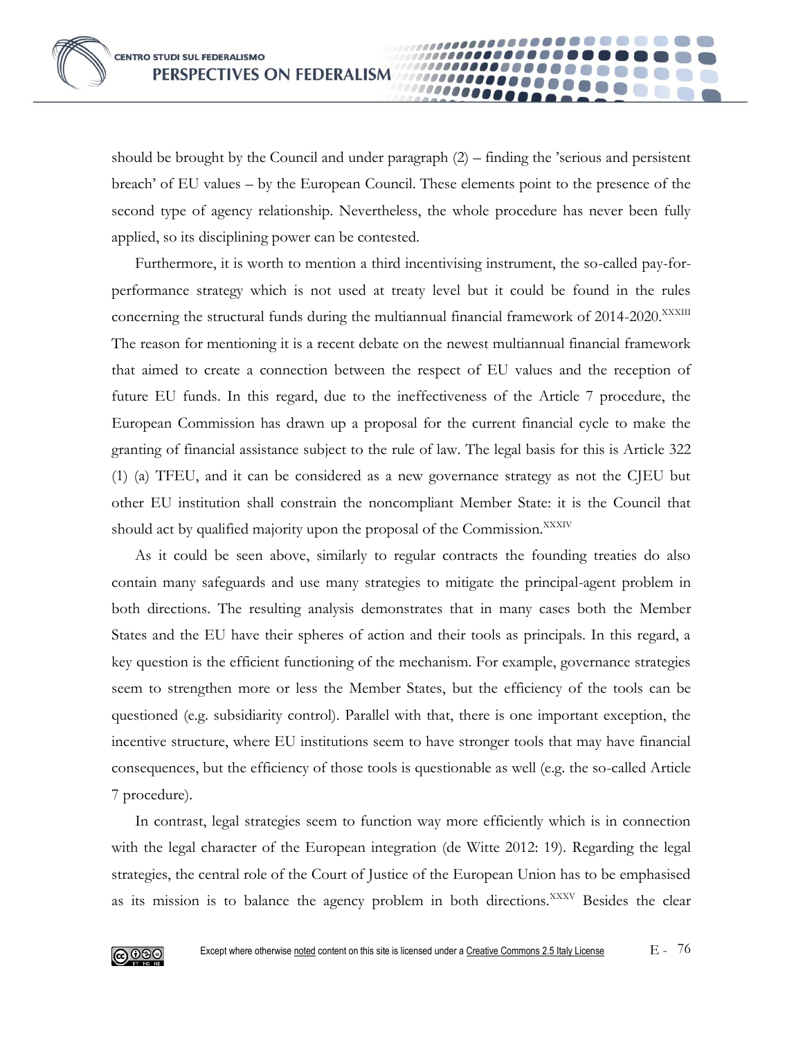should be brought by the Council and under paragraph (2) – finding the 'serious and persistent breach' of EU values – by the European Council. These elements point to the presence of the second type of agency relationship. Nevertheless, the whole procedure has never been fully applied, so its disciplining power can be contested.

Furthermore, it is worth to mention a third incentivising instrument, the so-called pay-for-performance strategy which is not used at treaty level but it could be found in the rules concerning the structural funds during the multiannual financial framework of 2014-2020.[XXXIII] The reason for mentioning it is a recent debate on the newest multiannual financial framework that aimed to create a connection between the respect of EU values and the reception of future EU funds. In this regard, due to the ineffectiveness of the Article 7 procedure, the European Commission has drawn up a proposal for the current financial cycle to make the granting of financial assistance subject to the rule of law. The legal basis for this is Article 322 (1) (a) TFEU, and it can be considered as a new governance strategy as not the CJEU but other EU institution shall constrain the noncompliant Member State: it is the Council that should act by qualified majority upon the proposal of the Commission.[XXXIV]

As it could be seen above, similarly to regular contracts the founding treaties do also contain many safeguards and use many strategies to mitigate the principal-agent problem in both directions. The resulting analysis demonstrates that in many cases both the Member States and the EU have their spheres of action and their tools as principals. In this regard, a key question is the efficient functioning of the mechanism. For example, governance strategies seem to strengthen more or less the Member States, but the efficiency of the tools can be questioned (e.g. subsidiarity control). Parallel with that, there is one important exception, the incentive structure, where EU institutions seem to have stronger tools that may have financial consequences, but the efficiency of those tools is questionable as well (e.g. the so-called Article 7 procedure).

In contrast, legal strategies seem to function way more efficiently which is in connection with the legal character of the European integration (de Witte 2012: 19). Regarding the legal strategies, the central role of the Court of Justice of the European Union has to be emphasised as its mission is to balance the agency problem in both directions.[XXXV] Besides the clear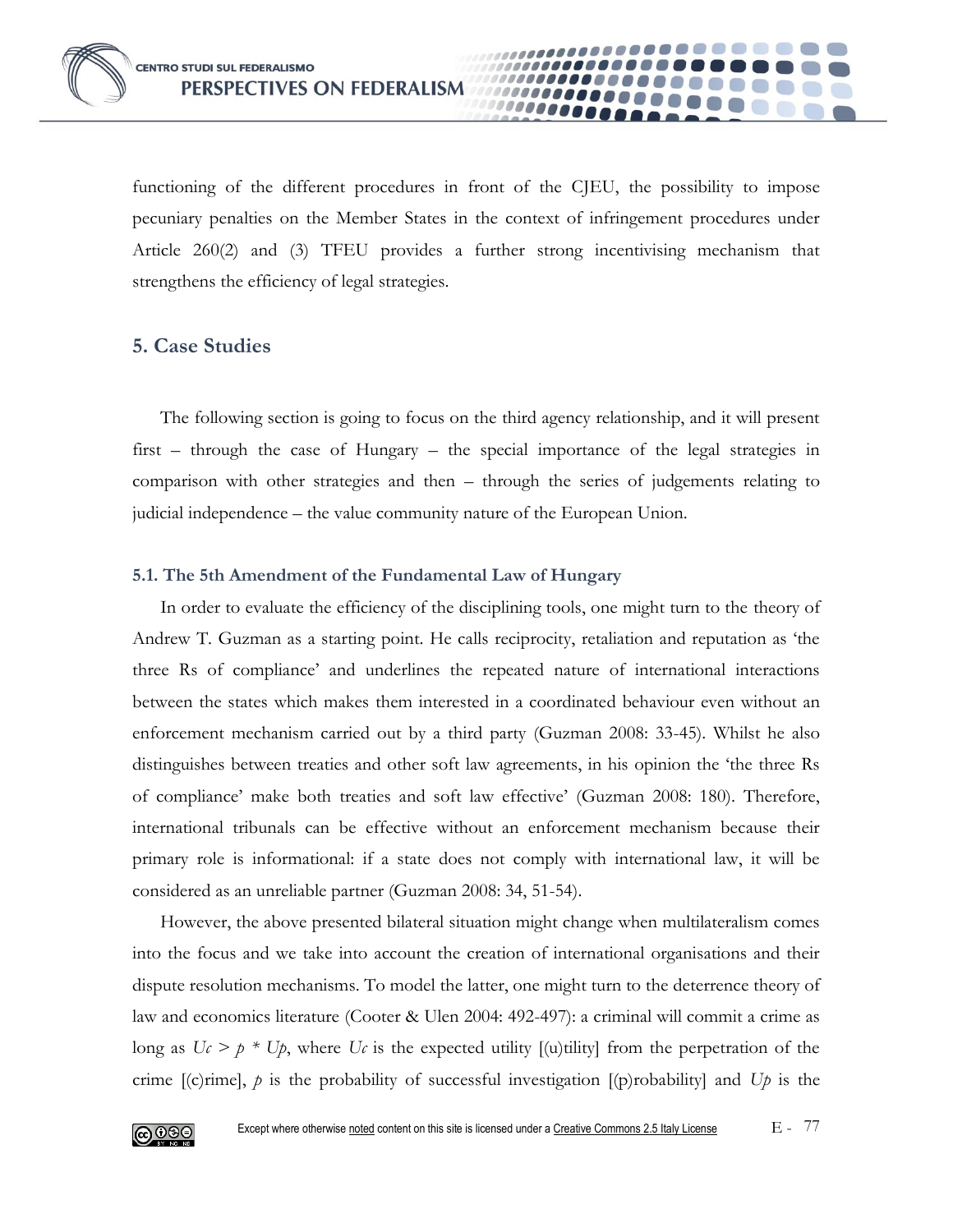functioning of the different procedures in front of the CJEU, the possibility to impose pecuniary penalties on the Member States in the context of infringement procedures under Article 260(2) and (3) TFEU provides a further strong incentivising mechanism that strengthens the efficiency of legal strategies.

## 5. Case Studies

The following section is going to focus on the third agency relationship, and it will present first – through the case of Hungary – the special importance of the legal strategies in comparison with other strategies and then – through the series of judgements relating to judicial independence – the value community nature of the European Union.

### 5.1. The 5th Amendment of the Fundamental Law of Hungary

In order to evaluate the efficiency of the disciplining tools, one might turn to the theory of Andrew T. Guzman as a starting point. He calls reciprocity, retaliation and reputation as 'the three Rs of compliance' and underlines the repeated nature of international interactions between the states which makes them interested in a coordinated behaviour even without an enforcement mechanism carried out by a third party (Guzman 2008: 33-45). Whilst he also distinguishes between treaties and other soft law agreements, in his opinion the 'the three Rs of compliance' make both treaties and soft law effective' (Guzman 2008: 180). Therefore, international tribunals can be effective without an enforcement mechanism because their primary role is informational: if a state does not comply with international law, it will be considered as an unreliable partner (Guzman 2008: 34, 51-54).

However, the above presented bilateral situation might change when multilateralism comes into the focus and we take into account the creation of international organisations and their dispute resolution mechanisms. To model the latter, one might turn to the deterrence theory of law and economics literature (Cooter & Ulen 2004: 492-497): a criminal will commit a crime as long as $Uc > p * Up$, where $Uc$ is the expected utility [(u)tility] from the perpetration of the crime [(c)rime], $p$ is the probability of successful investigation [(p)robability] and $Up$ is the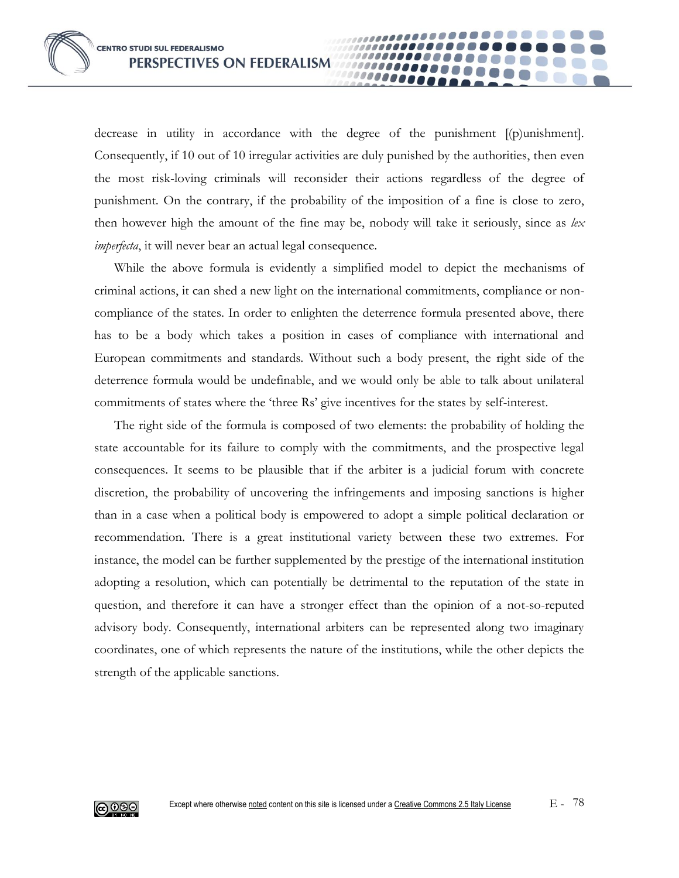decrease in utility in accordance with the degree of the punishment [(p)unishment]. Consequently, if 10 out of 10 irregular activities are duly punished by the authorities, then even the most risk-loving criminals will reconsider their actions regardless of the degree of punishment. On the contrary, if the probability of the imposition of a fine is close to zero, then however high the amount of the fine may be, nobody will take it seriously, since as *lex imperfecta*, it will never bear an actual legal consequence.

While the above formula is evidently a simplified model to depict the mechanisms of criminal actions, it can shed a new light on the international commitments, compliance or non-compliance of the states. In order to enlighten the deterrence formula presented above, there has to be a body which takes a position in cases of compliance with international and European commitments and standards. Without such a body present, the right side of the deterrence formula would be undefinable, and we would only be able to talk about unilateral commitments of states where the 'three Rs' give incentives for the states by self-interest.

The right side of the formula is composed of two elements: the probability of holding the state accountable for its failure to comply with the commitments, and the prospective legal consequences. It seems to be plausible that if the arbiter is a judicial forum with concrete discretion, the probability of uncovering the infringements and imposing sanctions is higher than in a case when a political body is empowered to adopt a simple political declaration or recommendation. There is a great institutional variety between these two extremes. For instance, the model can be further supplemented by the prestige of the international institution adopting a resolution, which can potentially be detrimental to the reputation of the state in question, and therefore it can have a stronger effect than the opinion of a not-so-reputed advisory body. Consequently, international arbiters can be represented along two imaginary coordinates, one of which represents the nature of the institutions, while the other depicts the strength of the applicable sanctions.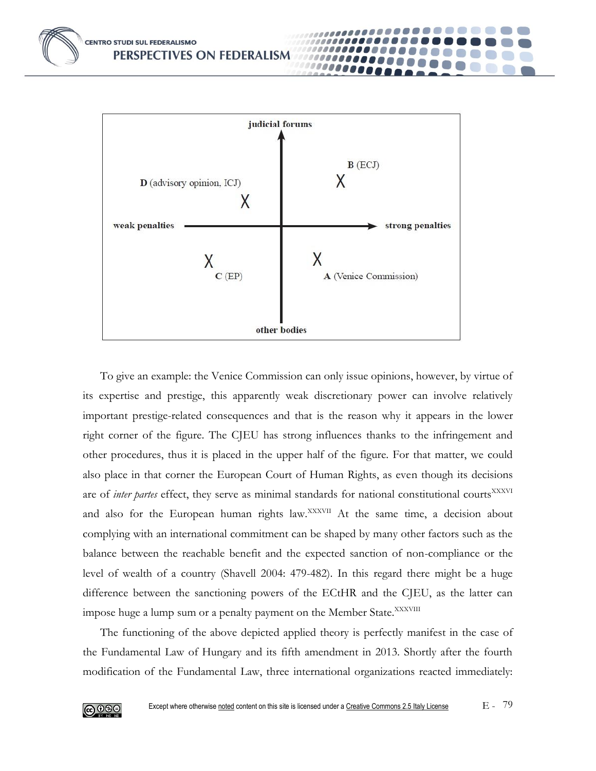judicial forums

B (ECJ)

D (advisory opinion, ICJ)

weak penalties — strong penalties

C (EP)

A (Venice Commission)

other bodies

To give an example: the Venice Commission can only issue opinions, however, by virtue of its expertise and prestige, this apparently weak discretionary power can involve relatively important prestige-related consequences and that is the reason why it appears in the lower right corner of the figure. The CJEU has strong influences thanks to the infringement and other procedures, thus it is placed in the upper half of the figure. For that matter, we could also place in that corner the European Court of Human Rights, as even though its decisions are of *inter partes* effect, they serve as minimal standards for national constitutional courts[XXXVI] and also for the European human rights law.[XXXVII] At the same time, a decision about complying with an international commitment can be shaped by many other factors such as the balance between the reachable benefit and the expected sanction of non-compliance or the level of wealth of a country (Shavell 2004: 479-482). In this regard there might be a huge difference between the sanctioning powers of the ECtHR and the CJEU, as the latter can impose huge a lump sum or a penalty payment on the Member State.[XXXVIII]

The functioning of the above depicted applied theory is perfectly manifest in the case of the Fundamental Law of Hungary and its fifth amendment in 2013. Shortly after the fourth modification of the Fundamental Law, three international organizations reacted immediately: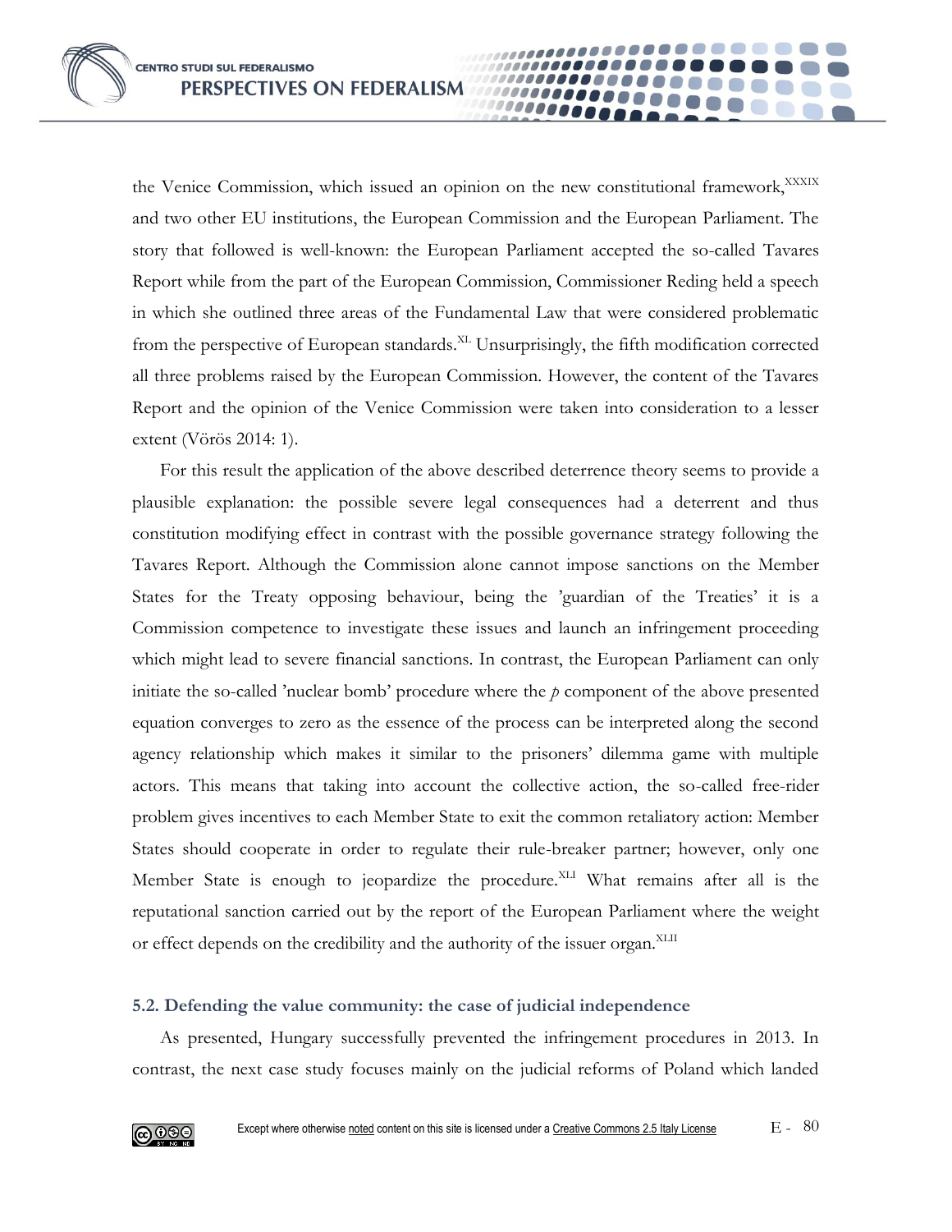the Venice Commission, which issued an opinion on the new constitutional framework,[XXXIX] and two other EU institutions, the European Commission and the European Parliament. The story that followed is well-known: the European Parliament accepted the so-called Tavares Report while from the part of the European Commission, Commissioner Reding held a speech in which she outlined three areas of the Fundamental Law that were considered problematic from the perspective of European standards.[XL] Unsurprisingly, the fifth modification corrected all three problems raised by the European Commission. However, the content of the Tavares Report and the opinion of the Venice Commission were taken into consideration to a lesser extent (Vörös 2014: 1).

For this result the application of the above described deterrence theory seems to provide a plausible explanation: the possible severe legal consequences had a deterrent and thus constitution modifying effect in contrast with the possible governance strategy following the Tavares Report. Although the Commission alone cannot impose sanctions on the Member States for the Treaty opposing behaviour, being the 'guardian of the Treaties' it is a Commission competence to investigate these issues and launch an infringement proceeding which might lead to severe financial sanctions. In contrast, the European Parliament can only initiate the so-called 'nuclear bomb' procedure where the $p$ component of the above presented equation converges to zero as the essence of the process can be interpreted along the second agency relationship which makes it similar to the prisoners' dilemma game with multiple actors. This means that taking into account the collective action, the so-called free-rider problem gives incentives to each Member State to exit the common retaliatory action: Member States should cooperate in order to regulate their rule-breaker partner; however, only one Member State is enough to jeopardize the procedure.[XLI] What remains after all is the reputational sanction carried out by the report of the European Parliament where the weight or effect depends on the credibility and the authority of the issuer organ.[XLII]

### 5.2. Defending the value community: the case of judicial independence

As presented, Hungary successfully prevented the infringement procedures in 2013. In contrast, the next case study focuses mainly on the judicial reforms of Poland which landed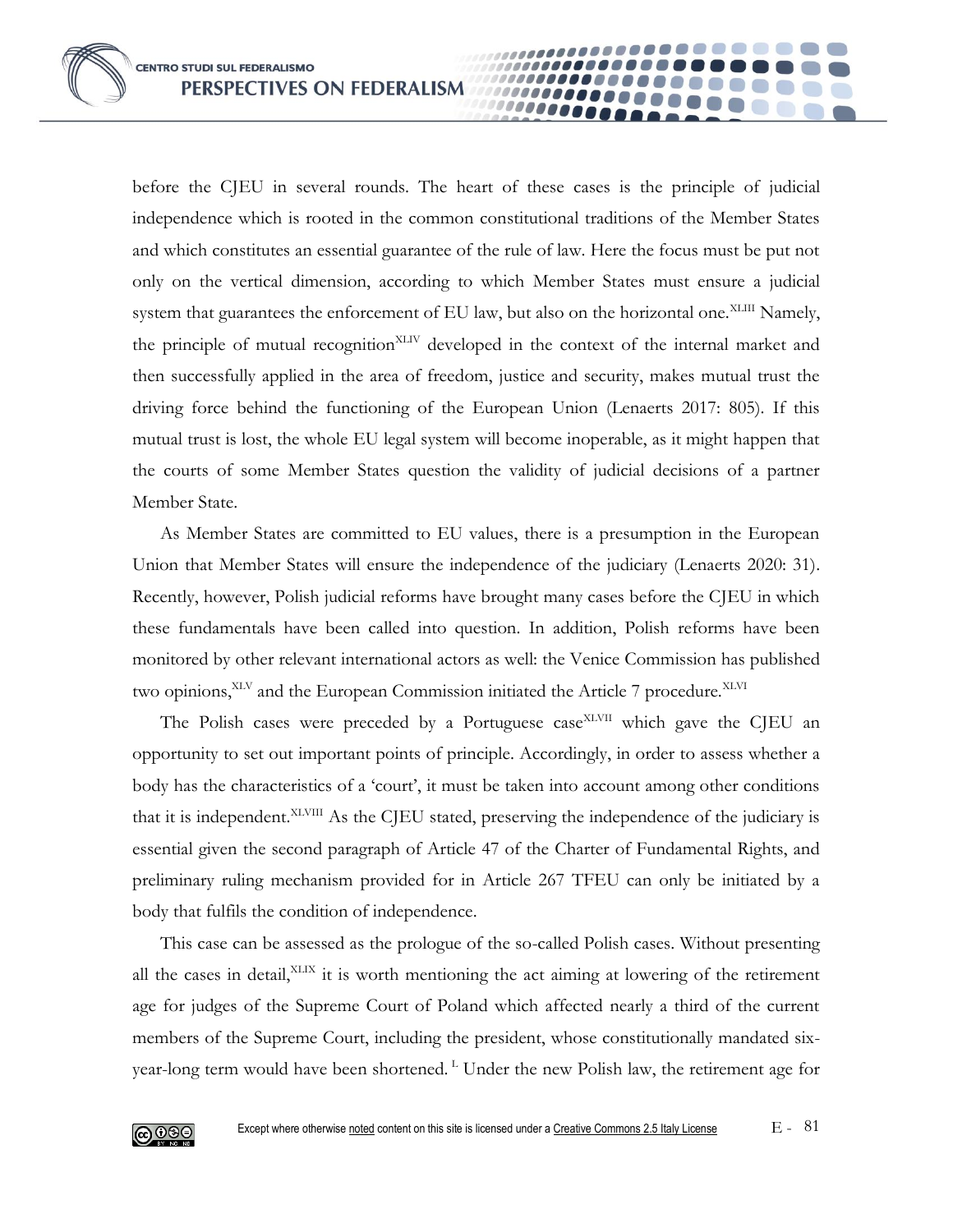before the CJEU in several rounds. The heart of these cases is the principle of judicial independence which is rooted in the common constitutional traditions of the Member States and which constitutes an essential guarantee of the rule of law. Here the focus must be put not only on the vertical dimension, according to which Member States must ensure a judicial system that guarantees the enforcement of EU law, but also on the horizontal one.[XLIII] Namely, the principle of mutual recognition[XLIV] developed in the context of the internal market and then successfully applied in the area of freedom, justice and security, makes mutual trust the driving force behind the functioning of the European Union (Lenaerts 2017: 805). If this mutual trust is lost, the whole EU legal system will become inoperable, as it might happen that the courts of some Member States question the validity of judicial decisions of a partner Member State.

As Member States are committed to EU values, there is a presumption in the European Union that Member States will ensure the independence of the judiciary (Lenaerts 2020: 31). Recently, however, Polish judicial reforms have brought many cases before the CJEU in which these fundamentals have been called into question. In addition, Polish reforms have been monitored by other relevant international actors as well: the Venice Commission has published two opinions,[XLV] and the European Commission initiated the Article 7 procedure.[XLVI]

The Polish cases were preceded by a Portuguese case[XLVII] which gave the CJEU an opportunity to set out important points of principle. Accordingly, in order to assess whether a body has the characteristics of a 'court', it must be taken into account among other conditions that it is independent.[XLVIII] As the CJEU stated, preserving the independence of the judiciary is essential given the second paragraph of Article 47 of the Charter of Fundamental Rights, and preliminary ruling mechanism provided for in Article 267 TFEU can only be initiated by a body that fulfils the condition of independence.

This case can be assessed as the prologue of the so-called Polish cases. Without presenting all the cases in detail,[XLIX] it is worth mentioning the act aiming at lowering of the retirement age for judges of the Supreme Court of Poland which affected nearly a third of the current members of the Supreme Court, including the president, whose constitutionally mandated six-year-long term would have been shortened.[L] Under the new Polish law, the retirement age for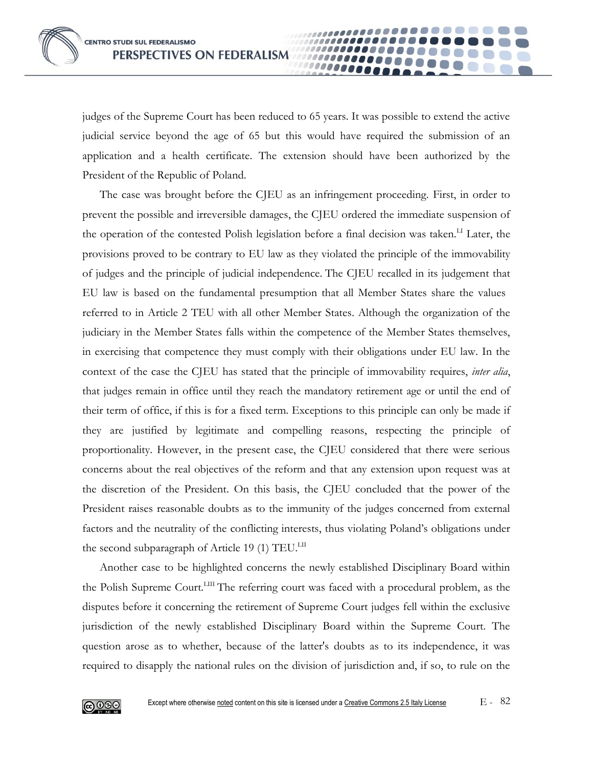judges of the Supreme Court has been reduced to 65 years. It was possible to extend the active judicial service beyond the age of 65 but this would have required the submission of an application and a health certificate. The extension should have been authorized by the President of the Republic of Poland.

The case was brought before the CJEU as an infringement proceeding. First, in order to prevent the possible and irreversible damages, the CJEU ordered the immediate suspension of the operation of the contested Polish legislation before a final decision was taken.[LI] Later, the provisions proved to be contrary to EU law as they violated the principle of the immovability of judges and the principle of judicial independence. The CJEU recalled in its judgement that EU law is based on the fundamental presumption that all Member States share the values referred to in Article 2 TEU with all other Member States. Although the organization of the judiciary in the Member States falls within the competence of the Member States themselves, in exercising that competence they must comply with their obligations under EU law. In the context of the case the CJEU has stated that the principle of immovability requires, *inter alia*, that judges remain in office until they reach the mandatory retirement age or until the end of their term of office, if this is for a fixed term. Exceptions to this principle can only be made if they are justified by legitimate and compelling reasons, respecting the principle of proportionality. However, in the present case, the CJEU considered that there were serious concerns about the real objectives of the reform and that any extension upon request was at the discretion of the President. On this basis, the CJEU concluded that the power of the President raises reasonable doubts as to the immunity of the judges concerned from external factors and the neutrality of the conflicting interests, thus violating Poland's obligations under the second subparagraph of Article 19 (1) TEU.[LII]

Another case to be highlighted concerns the newly established Disciplinary Board within the Polish Supreme Court.[LIII] The referring court was faced with a procedural problem, as the disputes before it concerning the retirement of Supreme Court judges fell within the exclusive jurisdiction of the newly established Disciplinary Board within the Supreme Court. The question arose as to whether, because of the latter's doubts as to its independence, it was required to disapply the national rules on the division of jurisdiction and, if so, to rule on the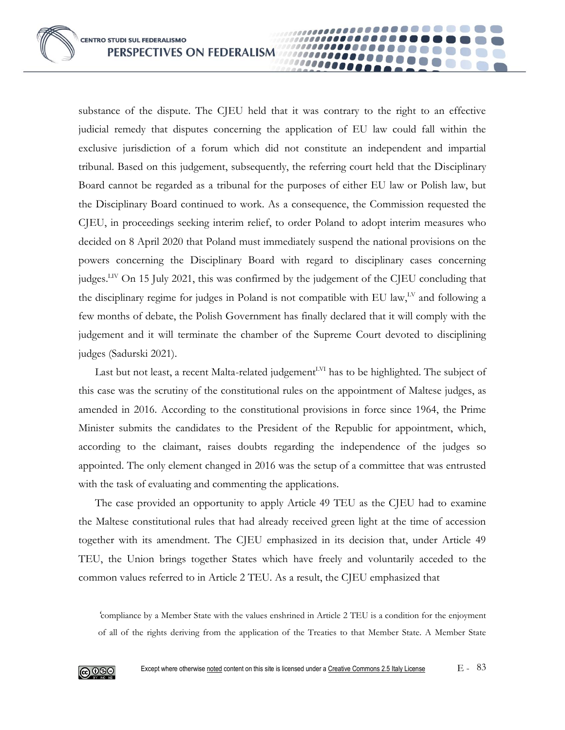substance of the dispute. The CJEU held that it was contrary to the right to an effective judicial remedy that disputes concerning the application of EU law could fall within the exclusive jurisdiction of a forum which did not constitute an independent and impartial tribunal. Based on this judgement, subsequently, the referring court held that the Disciplinary Board cannot be regarded as a tribunal for the purposes of either EU law or Polish law, but the Disciplinary Board continued to work. As a consequence, the Commission requested the CJEU, in proceedings seeking interim relief, to order Poland to adopt interim measures who decided on 8 April 2020 that Poland must immediately suspend the national provisions on the powers concerning the Disciplinary Board with regard to disciplinary cases concerning judges.[LIV] On 15 July 2021, this was confirmed by the judgement of the CJEU concluding that the disciplinary regime for judges in Poland is not compatible with EU law,[LV] and following a few months of debate, the Polish Government has finally declared that it will comply with the judgement and it will terminate the chamber of the Supreme Court devoted to disciplining judges (Sadurski 2021).

Last but not least, a recent Malta-related judgement[LVI] has to be highlighted. The subject of this case was the scrutiny of the constitutional rules on the appointment of Maltese judges, as amended in 2016. According to the constitutional provisions in force since 1964, the Prime Minister submits the candidates to the President of the Republic for appointment, which, according to the claimant, raises doubts regarding the independence of the judges so appointed. The only element changed in 2016 was the setup of a committee that was entrusted with the task of evaluating and commenting the applications.

The case provided an opportunity to apply Article 49 TEU as the CJEU had to examine the Maltese constitutional rules that had already received green light at the time of accession together with its amendment. The CJEU emphasized in its decision that, under Article 49 TEU, the Union brings together States which have freely and voluntarily acceded to the common values referred to in Article 2 TEU. As a result, the CJEU emphasized that

> 'compliance by a Member State with the values enshrined in Article 2 TEU is a condition for the enjoyment of all of the rights deriving from the application of the Treaties to that Member State. A Member State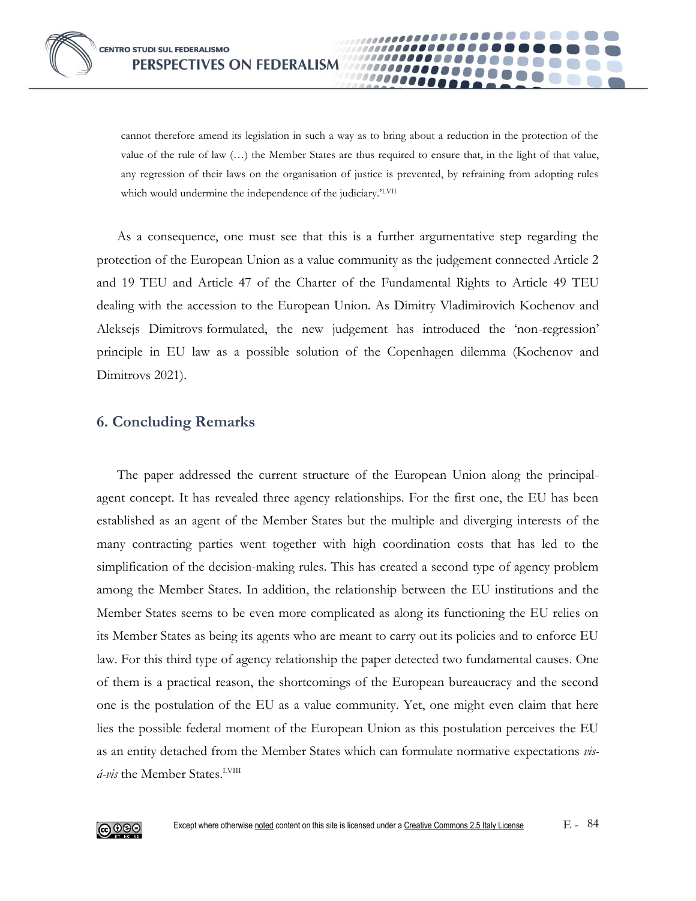cannot therefore amend its legislation in such a way as to bring about a reduction in the protection of the value of the rule of law (…) the Member States are thus required to ensure that, in the light of that value, any regression of their laws on the organisation of justice is prevented, by refraining from adopting rules which would undermine the independence of the judiciary.'[LVII]

As a consequence, one must see that this is a further argumentative step regarding the protection of the European Union as a value community as the judgement connected Article 2 and 19 TEU and Article 47 of the Charter of the Fundamental Rights to Article 49 TEU dealing with the accession to the European Union. As Dimitry Vladimirovich Kochenov and Aleksejs Dimitrovs formulated, the new judgement has introduced the 'non-regression' principle in EU law as a possible solution of the Copenhagen dilemma (Kochenov and Dimitrovs 2021).

## 6. Concluding Remarks

The paper addressed the current structure of the European Union along the principal-agent concept. It has revealed three agency relationships. For the first one, the EU has been established as an agent of the Member States but the multiple and diverging interests of the many contracting parties went together with high coordination costs that has led to the simplification of the decision-making rules. This has created a second type of agency problem among the Member States. In addition, the relationship between the EU institutions and the Member States seems to be even more complicated as along its functioning the EU relies on its Member States as being its agents who are meant to carry out its policies and to enforce EU law. For this third type of agency relationship the paper detected two fundamental causes. One of them is a practical reason, the shortcomings of the European bureaucracy and the second one is the postulation of the EU as a value community. Yet, one might even claim that here lies the possible federal moment of the European Union as this postulation perceives the EU as an entity detached from the Member States which can formulate normative expectations *vis-á-vis* the Member States.[LVIII]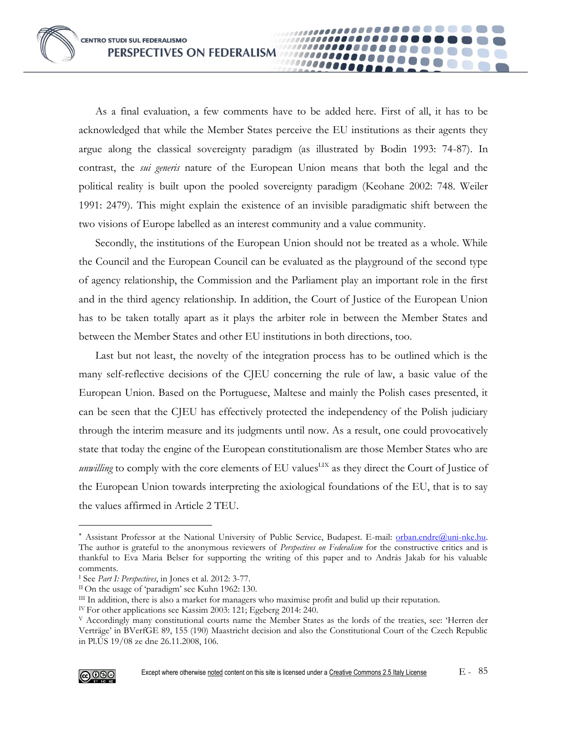As a final evaluation, a few comments have to be added here. First of all, it has to be acknowledged that while the Member States perceive the EU institutions as their agents they argue along the classical sovereignty paradigm (as illustrated by Bodin 1993: 74-87). In contrast, the *sui generis* nature of the European Union means that both the legal and the political reality is built upon the pooled sovereignty paradigm (Keohane 2002: 748. Weiler 1991: 2479). This might explain the existence of an invisible paradigmatic shift between the two visions of Europe labelled as an interest community and a value community.

Secondly, the institutions of the European Union should not be treated as a whole. While the Council and the European Council can be evaluated as the playground of the second type of agency relationship, the Commission and the Parliament play an important role in the first and in the third agency relationship. In addition, the Court of Justice of the European Union has to be taken totally apart as it plays the arbiter role in between the Member States and between the Member States and other EU institutions in both directions, too.

Last but not least, the novelty of the integration process has to be outlined which is the many self-reflective decisions of the CJEU concerning the rule of law, a basic value of the European Union. Based on the Portuguese, Maltese and mainly the Polish cases presented, it can be seen that the CJEU has effectively protected the independency of the Polish judiciary through the interim measure and its judgments until now. As a result, one could provocatively state that today the engine of the European constitutionalism are those Member States who are *unwilling* to comply with the core elements of EU values[LIX] as they direct the Court of Justice of the European Union towards interpreting the axiological foundations of the EU, that is to say the values affirmed in Article 2 TEU.

---

[*] Assistant Professor at the National University of Public Service, Budapest. E-mail: orban.endre@uni-nke.hu. The author is grateful to the anonymous reviewers of *Perspectives on Federalism* for the constructive critics and is thankful to Eva Maria Belser for supporting the writing of this paper and to András Jakab for his valuable comments.

[I] See *Part I: Perspectives*, in Jones et al. 2012: 3-77.

[II] On the usage of 'paradigm' see Kuhn 1962: 130.

[III] In addition, there is also a market for managers who maximise profit and bulid up their reputation.

[IV] For other applications see Kassim 2003: 121; Egeberg 2014: 240.

[V] Accordingly many constitutional courts name the Member States as the lords of the treaties, see: 'Herren der Verträge' in BVerfGE 89, 155 (190) Maastricht decision and also the Constitutional Court of the Czech Republic in Pl.ÚS 19/08 ze dne 26.11.2008, 106.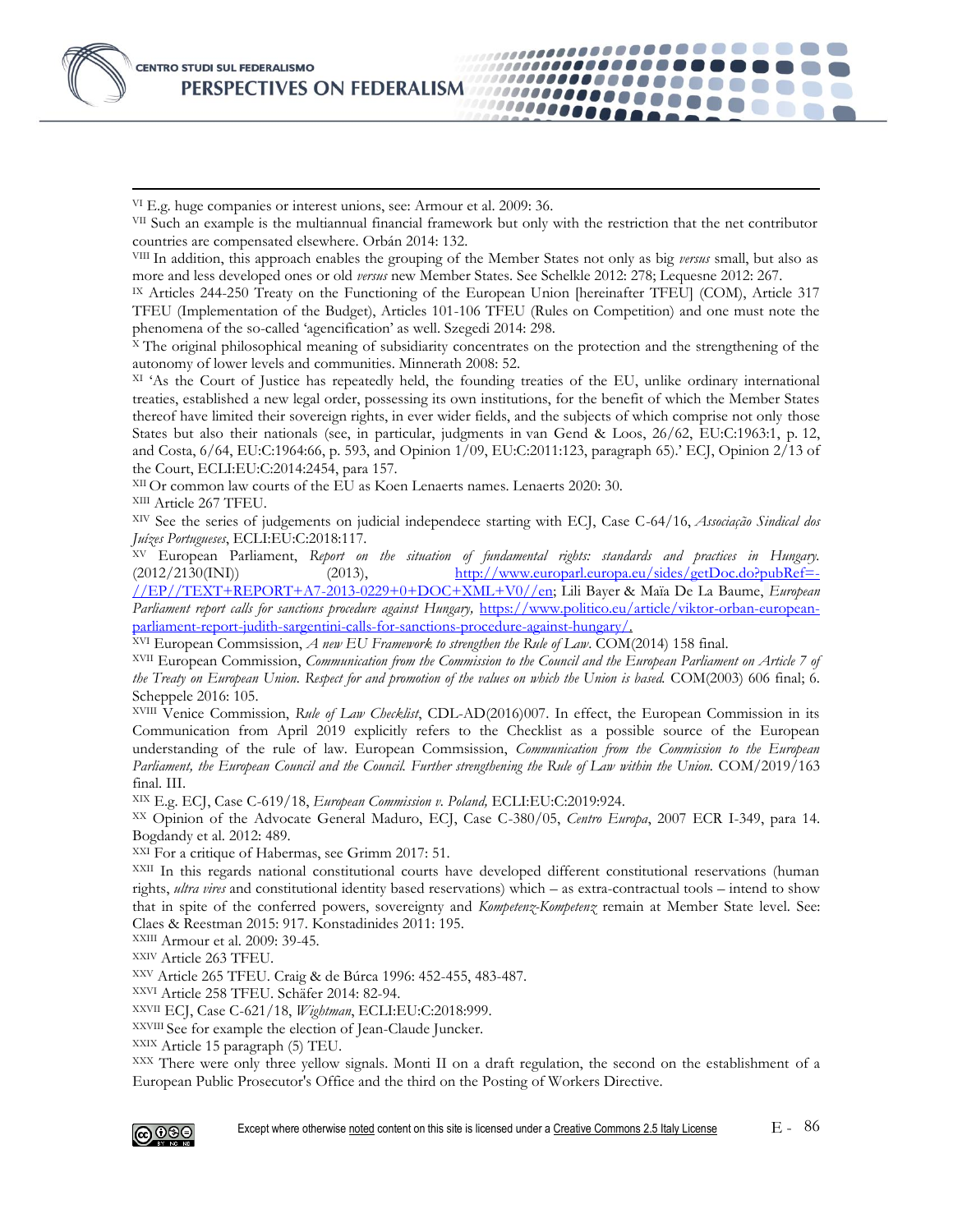[VI] E.g. huge companies or interest unions, see: Armour et al. 2009: 36.

[VII] Such an example is the multiannual financial framework but only with the restriction that the net contributor countries are compensated elsewhere. Orbán 2014: 132.

[VIII] In addition, this approach enables the grouping of the Member States not only as big *versus* small, but also as more and less developed ones or old *versus* new Member States. See Schelkle 2012: 278; Lequesne 2012: 267.

[IX] Articles 244-250 Treaty on the Functioning of the European Union [hereinafter TFEU] (COM), Article 317 TFEU (Implementation of the Budget), Articles 101-106 TFEU (Rules on Competition) and one must note the phenomena of the so-called 'agencification' as well. Szegedi 2014: 298.

[X] The original philosophical meaning of subsidiarity concentrates on the protection and the strengthening of the autonomy of lower levels and communities. Minnerath 2008: 52.

[XI] 'As the Court of Justice has repeatedly held, the founding treaties of the EU, unlike ordinary international treaties, established a new legal order, possessing its own institutions, for the benefit of which the Member States thereof have limited their sovereign rights, in ever wider fields, and the subjects of which comprise not only those States but also their nationals (see, in particular, judgments in van Gend & Loos, 26/62, EU:C:1963:1, p. 12, and Costa, 6/64, EU:C:1964:66, p. 593, and Opinion 1/09, EU:C:2011:123, paragraph 65).' ECJ, Opinion 2/13 of the Court, ECLI:EU:C:2014:2454, para 157.

[XII] Or common law courts of the EU as Koen Lenaerts names. Lenaerts 2020: 30.

[XIII] Article 267 TFEU.

[XIV] See the series of judgements on judicial independece starting with ECJ, Case C-64/16, *Associação Sindical dos Juízes Portugueses*, ECLI:EU:C:2018:117.

[XV] European Parliament, *Report on the situation of fundamental rights: standards and practices in Hungary.* (2012/2130(INI)) (2013), http://www.europarl.europa.eu/sides/getDoc.do?pubRef=-//EP//TEXT+REPORT+A7-2013-0229+0+DOC+XML+V0//en; Lili Bayer & Maïa De La Baume, *European Parliament report calls for sanctions procedure against Hungary,* https://www.politico.eu/article/viktor-orban-european-parliament-report-judith-sargentini-calls-for-sanctions-procedure-against-hungary/.

[XVI] European Commsission, *A new EU Framework to strengthen the Rule of Law*. COM(2014) 158 final.

[XVII] European Commission, *Communication from the Commission to the Council and the European Parliament on Article 7 of the Treaty on European Union. Respect for and promotion of the values on which the Union is based.* COM(2003) 606 final; 6. Scheppele 2016: 105.

[XVIII] Venice Commission, *Rule of Law Checklist*, CDL-AD(2016)007. In effect, the European Commission in its Communication from April 2019 explicitly refers to the Checklist as a possible source of the European understanding of the rule of law. European Commsission, *Communication from the Commission to the European Parliament, the European Council and the Council. Further strengthening the Rule of Law within the Union.* COM/2019/163 final. III.

[XIX] E.g. ECJ, Case C-619/18, *European Commission v. Poland,* ECLI:EU:C:2019:924.

[XX] Opinion of the Advocate General Maduro, ECJ, Case C-380/05, *Centro Europa*, 2007 ECR I-349, para 14. Bogdandy et al. 2012: 489.

[XXI] For a critique of Habermas, see Grimm 2017: 51.

[XXII] In this regards national constitutional courts have developed different constitutional reservations (human rights, *ultra vires* and constitutional identity based reservations) which – as extra-contractual tools – intend to show that in spite of the conferred powers, sovereignty and *Kompetenz-Kompetenz* remain at Member State level. See: Claes & Reestman 2015: 917. Konstadinides 2011: 195.

[XXIII] Armour et al. 2009: 39-45.

[XXIV] Article 263 TFEU.

[XXV] Article 265 TFEU. Craig & de Búrca 1996: 452-455, 483-487.

[XXVI] Article 258 TFEU. Schäfer 2014: 82-94.

[XXVII] ECJ, Case C-621/18, *Wightman*, ECLI:EU:C:2018:999.

[XXVIII] See for example the election of Jean-Claude Juncker.

[XXIX] Article 15 paragraph (5) TEU.

[XXX] There were only three yellow signals. Monti II on a draft regulation, the second on the establishment of a European Public Prosecutor's Office and the third on the Posting of Workers Directive.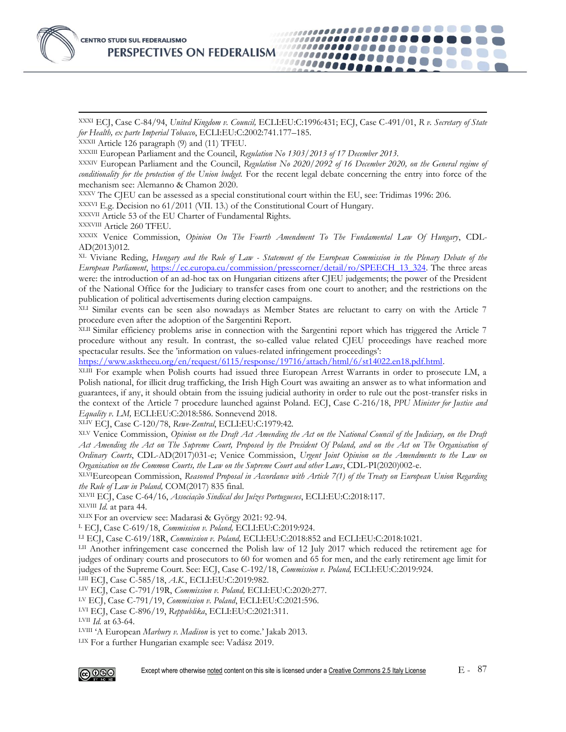[XXXI] ECJ, Case C-84/94, *United Kingdom v. Council,* ECLI:EU:C:1996:431; ECJ, Case C-491/01, *R v. Secretary of State for Health, ex parte Imperial Tobacco*, ECLI:EU:C:2002:741.177–185.

[XXXII] Article 126 paragraph (9) and (11) TFEU.

[XXXIII] European Parliament and the Council, *Regulation No 1303/2013 of 17 December 2013.*

[XXXIV] European Parliament and the Council, *Regulation No 2020/2092 of 16 December 2020, on the General regime of conditionality for the protection of the Union budget.* For the recent legal debate concerning the entry into force of the mechanism see: Alemanno & Chamon 2020.

[XXXV] The CJEU can be assessed as a special constitutional court within the EU, see: Tridimas 1996: 206.

[XXXVI] E.g. Decision no 61/2011 (VII. 13.) of the Constitutional Court of Hungary.

[XXXVII] Article 53 of the EU Charter of Fundamental Rights.

[XXXVIII] Article 260 TFEU.

[XXXIX] Venice Commission, *Opinion On The Fourth Amendment To The Fundamental Law Of Hungary*, CDL-AD(2013)012.

[XL] Viviane Reding, *Hungary and the Rule of Law - Statement of the European Commission in the Plenary Debate of the European Parliament*, https://ec.europa.eu/commission/presscorner/detail/ro/SPEECH_13_324. The three areas were: the introduction of an ad-hoc tax on Hungarian citizens after CJEU judgements; the power of the President of the National Office for the Judiciary to transfer cases from one court to another; and the restrictions on the publication of political advertisements during election campaigns.

[XLI] Similar events can be seen also nowadays as Member States are reluctant to carry on with the Article 7 procedure even after the adoption of the Sargentini Report.

[XLII] Similar efficiency problems arise in connection with the Sargentini report which has triggered the Article 7 procedure without any result. In contrast, the so-called value related CJEU proceedings have reached more spectacular results. See the 'information on values-related infringement proceedings': https://www.asktheeu.org/en/request/6115/response/19716/attach/html/6/st14022.en18.pdf.html.

[XLIII] For example when Polish courts had issued three European Arrest Warrants in order to prosecute LM, a Polish national, for illicit drug trafficking, the Irish High Court was awaiting an answer as to what information and guarantees, if any, it should obtain from the issuing judicial authority in order to rule out the post-transfer risks in the context of the Article 7 procedure launched against Poland. ECJ, Case C-216/18, *PPU Minister for Justice and Equality v. LM,* ECLI:EU:C:2018:586. Sonnevend 2018.

[XLIV] ECJ, Case C-120/78, *Rewe-Zentral*, ECLI:EU:C:1979:42.

[XLV] Venice Commission, *Opinion on the Draft Act Amending the Act on the National Council of the Judiciary, on the Draft Act Amending the Act on The Supreme Court, Proposed by the President Of Poland, and on the Act on The Organisation of Ordinary Courts*, CDL-AD(2017)031-e; Venice Commission, *Urgent Joint Opinion on the Amendments to the Law on Organisation on the Common Courts, the Law on the Supreme Court and other Laws*, CDL-PI(2020)002-e.

[XLVI] Eureopean Commission, *Reasoned Proposal in Accordance with Article 7(1) of the Treaty on European Union Regarding the Rule of Law in Poland,* COM(2017) 835 final.

[XLVII] ECJ, Case C-64/16, *Associação Sindical dos Juízes Portugueses*, ECLI:EU:C:2018:117.

[XLVIII] *Id.* at para 44.

[XLIX] For an overview see: Madarasi & György 2021: 92-94.

[L] ECJ, Case C-619/18, *Commission v. Poland,* ECLI:EU:C:2019:924.

[LI] ECJ, Case C-619/18R, *Commission v. Poland,* ECLI:EU:C:2018:852 and ECLI:EU:C:2018:1021.

[LII] Another infringement case concerned the Polish law of 12 July 2017 which reduced the retirement age for judges of ordinary courts and prosecutors to 60 for women and 65 for men, and the early retirement age limit for judges of the Supreme Court. See: ECJ, Case C-192/18, *Commission v. Poland,* ECLI:EU:C:2019:924.

[LIII] ECJ, Case C-585/18, *A.K.*, ECLI:EU:C:2019:982.

[LIV] ECJ, Case C-791/19R, *Commission v. Poland,* ECLI:EU:C:2020:277.

[LV] ECJ, Case C-791/19, *Commission v. Poland*, ECLI:EU:C:2021:596.

[LVI] ECJ, Case C-896/19, *Reppublika*, ECLI:EU:C:2021:311.

[LVII] *Id.* at 63-64.

[LVIII] 'A European *Marbury v. Madison* is yet to come.' Jakab 2013.

[LIX] For a further Hungarian example see: Vadász 2019.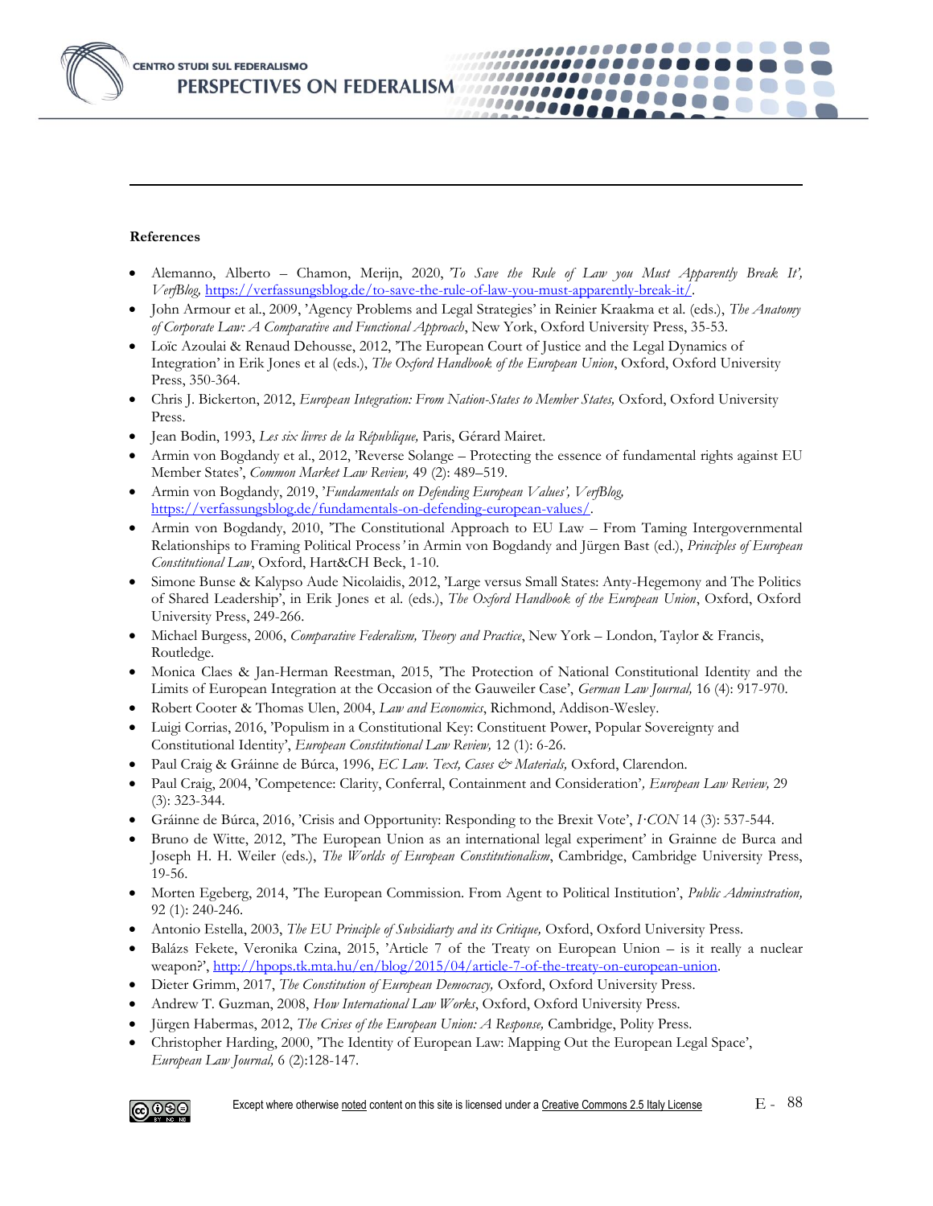**References**

- Alemanno, Alberto – Chamon, Merijn, 2020, '*To Save the Rule of Law you Must Apparently Break It'*, *VerfBlog,* https://verfassungsblog.de/to-save-the-rule-of-law-you-must-apparently-break-it/.
- John Armour et al., 2009, 'Agency Problems and Legal Strategies' in Reinier Kraakma et al. (eds.), *The Anatomy of Corporate Law: A Comparative and Functional Approach*, New York, Oxford University Press, 35-53.
- Loïc Azoulai & Renaud Dehousse, 2012, 'The European Court of Justice and the Legal Dynamics of Integration' in Erik Jones et al (eds.), *The Oxford Handbook of the European Union*, Oxford, Oxford University Press, 350-364.
- Chris J. Bickerton, 2012, *European Integration: From Nation-States to Member States,* Oxford, Oxford University Press.
- Jean Bodin, 1993, *Les six livres de la République,* Paris, Gérard Mairet.
- Armin von Bogdandy et al., 2012, 'Reverse Solange – Protecting the essence of fundamental rights against EU Member States', *Common Market Law Review,* 49 (2): 489–519.
- Armin von Bogdandy, 2019, '*Fundamentals on Defending European Values', VerfBlog,* https://verfassungsblog.de/fundamentals-on-defending-european-values/.
- Armin von Bogdandy, 2010, 'The Constitutional Approach to EU Law – From Taming Intergovernmental Relationships to Framing Political Process*'* in Armin von Bogdandy and Jürgen Bast (ed.), *Principles of European Constitutional Law*, Oxford, Hart&CH Beck, 1-10.
- Simone Bunse & Kalypso Aude Nicolaidis, 2012, 'Large versus Small States: Anty-Hegemony and The Politics of Shared Leadership', in Erik Jones et al. (eds.), *The Oxford Handbook of the European Union*, Oxford, Oxford University Press, 249-266.
- Michael Burgess, 2006, *Comparative Federalism, Theory and Practice*, New York – London, Taylor & Francis, Routledge.
- Monica Claes & Jan-Herman Reestman, 2015, 'The Protection of National Constitutional Identity and the Limits of European Integration at the Occasion of the Gauweiler Case', *German Law Journal,* 16 (4): 917-970.
- Robert Cooter & Thomas Ulen, 2004, *Law and Economics*, Richmond, Addison-Wesley.
- Luigi Corrias, 2016, 'Populism in a Constitutional Key: Constituent Power, Popular Sovereignty and Constitutional Identity', *European Constitutional Law Review,* 12 (1): 6-26.
- Paul Craig & Gráinne de Búrca, 1996, *EC Law. Text, Cases & Materials,* Oxford, Clarendon.
- Paul Craig, 2004, 'Competence: Clarity, Conferral, Containment and Consideration'*, European Law Review,* 29 (3): 323-344.
- Gráinne de Búrca, 2016, 'Crisis and Opportunity: Responding to the Brexit Vote', *I·CON* 14 (3): 537-544.
- Bruno de Witte, 2012, 'The European Union as an international legal experiment' in Grainne de Burca and Joseph H. H. Weiler (eds.), *The Worlds of European Constitutionalism*, Cambridge, Cambridge University Press, 19-56.
- Morten Egeberg, 2014, 'The European Commission. From Agent to Political Institution', *Public Adminstration,* 92 (1): 240-246.
- Antonio Estella, 2003, *The EU Principle of Subsidiarty and its Critique,* Oxford, Oxford University Press.
- Balázs Fekete, Veronika Czina, 2015, 'Article 7 of the Treaty on European Union – is it really a nuclear weapon?', http://hpops.tk.mta.hu/en/blog/2015/04/article-7-of-the-treaty-on-european-union.
- Dieter Grimm, 2017, *The Constitution of European Democracy,* Oxford, Oxford University Press.
- Andrew T. Guzman, 2008, *How International Law Works*, Oxford, Oxford University Press.
- Jürgen Habermas, 2012, *The Crises of the European Union: A Response,* Cambridge, Polity Press.
- Christopher Harding, 2000, 'The Identity of European Law: Mapping Out the European Legal Space', *European Law Journal,* 6 (2):128-147.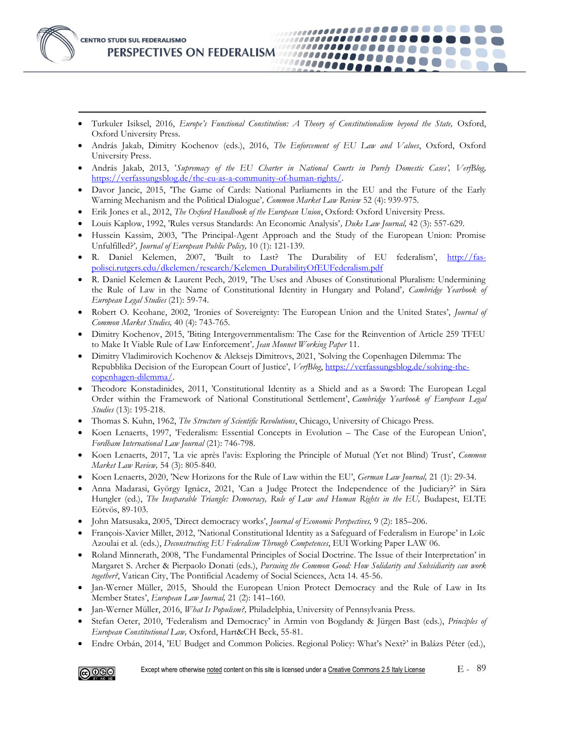- Turkuler Isiksel, 2016, *Europe's Functional Constitution: A Theory of Constitutionalism beyond the State,* Oxford, Oxford University Press.
- András Jakab, Dimitry Kochenov (eds.), 2016, *The Enforcement of EU Law and Values*, Oxford, Oxford University Press.
- András Jakab, 2013, '*Supremacy of the EU Charter in National Courts in Purely Domestic Cases', VerfBlog,* https://verfassungsblog.de/the-eu-as-a-community-of-human-rights/.
- Davor Jancic, 2015, 'The Game of Cards: National Parliaments in the EU and the Future of the Early Warning Mechanism and the Political Dialogue'*, Common Market Law Review* 52 (4): 939-975.
- Erik Jones et al., 2012, *The Oxford Handbook of the European Union*, Oxford: Oxford University Press.
- Louis Kaplow, 1992, 'Rules versus Standards: An Economic Analysis'*, Duke Law Journal,* 42 (3): 557-629.
- Hussein Kassim, 2003, 'The Principal-Agent Approach and the Study of the European Union: Promise Unfulfilled?'*, Journal of European Public Policy,* 10 (1): 121-139.
- R. Daniel Kelemen, 2007, 'Built to Last? The Durability of EU federalism', http://fas-polisci.rutgers.edu/dkelemen/research/Kelemen_DurabilityOfEUFederalism.pdf
- R. Daniel Kelemen & Laurent Pech, 2019, 'The Uses and Abuses of Constitutional Pluralism: Undermining the Rule of Law in the Name of Constitutional Identity in Hungary and Poland'*, Cambridge Yearbook of European Legal Studies* (21): 59-74.
- Robert O. Keohane, 2002, 'Ironies of Sovereignty: The European Union and the United States', *Journal of Common Market Studies,* 40 (4): 743-765.
- Dimitry Kochenov, 2015, 'Biting Intergovernmentalism: The Case for the Reinvention of Article 259 TFEU to Make It Viable Rule of Law Enforcement'*, Jean Monnet Working Paper* 11.
- Dimitry Vladimirovich Kochenov & Aleksejs Dimitrovs, 2021, 'Solving the Copenhagen Dilemma: The Repubblika Decision of the European Court of Justice', *VerfBlog*, https://verfassungsblog.de/solving-the-copenhagen-dilemma/.
- Theodore Konstadinides, 2011, 'Constitutional Identity as a Shield and as a Sword: The European Legal Order within the Framework of National Constitutional Settlement', *Cambridge Yearbook of European Legal Studies* (13): 195-218.
- Thomas S. Kuhn, 1962, *The Structure of Scientific Revolutions*, Chicago, University of Chicago Press.
- Koen Lenaerts, 1997, 'Federalism: Essential Concepts in Evolution – The Case of the European Union', *Fordham International Law Journal* (21): 746-798.
- Koen Lenaerts, 2017, 'La vie après l'avis: Exploring the Principle of Mutual (Yet not Blind) Trust', *Common Market Law Review,* 54 (3): 805-840.
- Koen Lenaerts, 2020, 'New Horizons for the Rule of Law within the EU', *German Law Journal,* 21 (1): 29-34.
- Anna Madarasi, György Ignácz, 2021, 'Can a Judge Protect the Independence of the Judiciary?' in Sára Hungler (ed.), *The Inseparable Triangle: Democracy, Rule of Law and Human Rights in the EU,* Budapest, ELTE Eötvös, 89-103.
- John Matsusaka, 2005, 'Direct democracy works', *Journal of Economic Perspectives,* 9 (2): 185–206.
- François-Xavier Millet, 2012, 'National Constitutional Identity as a Safeguard of Federalism in Europe' in Loïc Azoulai et al. (eds.), *Deconstructing EU Federalism Through Competences*, EUI Working Paper LAW 06.
- Roland Minnerath, 2008, 'The Fundamental Principles of Social Doctrine. The Issue of their Interpretation' in Margaret S. Archer & Pierpaolo Donati (eds.), *Pursuing the Common Good: How Solidarity and Subsidiarity can work together?*, Vatican City, The Pontificial Academy of Social Sciences, Acta 14. 45-56.
- Jan-Werner Müller, 2015, Should the European Union Protect Democracy and the Rule of Law in Its Member States', *European Law Journal,* 21 (2): 141–160.
- Jan-Werner Müller, 2016, *What Is Populism?,* Philadelphia, University of Pennsylvania Press.
- Stefan Oeter, 2010, 'Federalism and Democracy' in Armin von Bogdandy & Jürgen Bast (eds.), *Principles of European Constitutional Law,* Oxford, Hart&CH Beck, 55-81.
- Endre Orbán, 2014, 'EU Budget and Common Policies. Regional Policy: What's Next?' in Balázs Péter (ed.),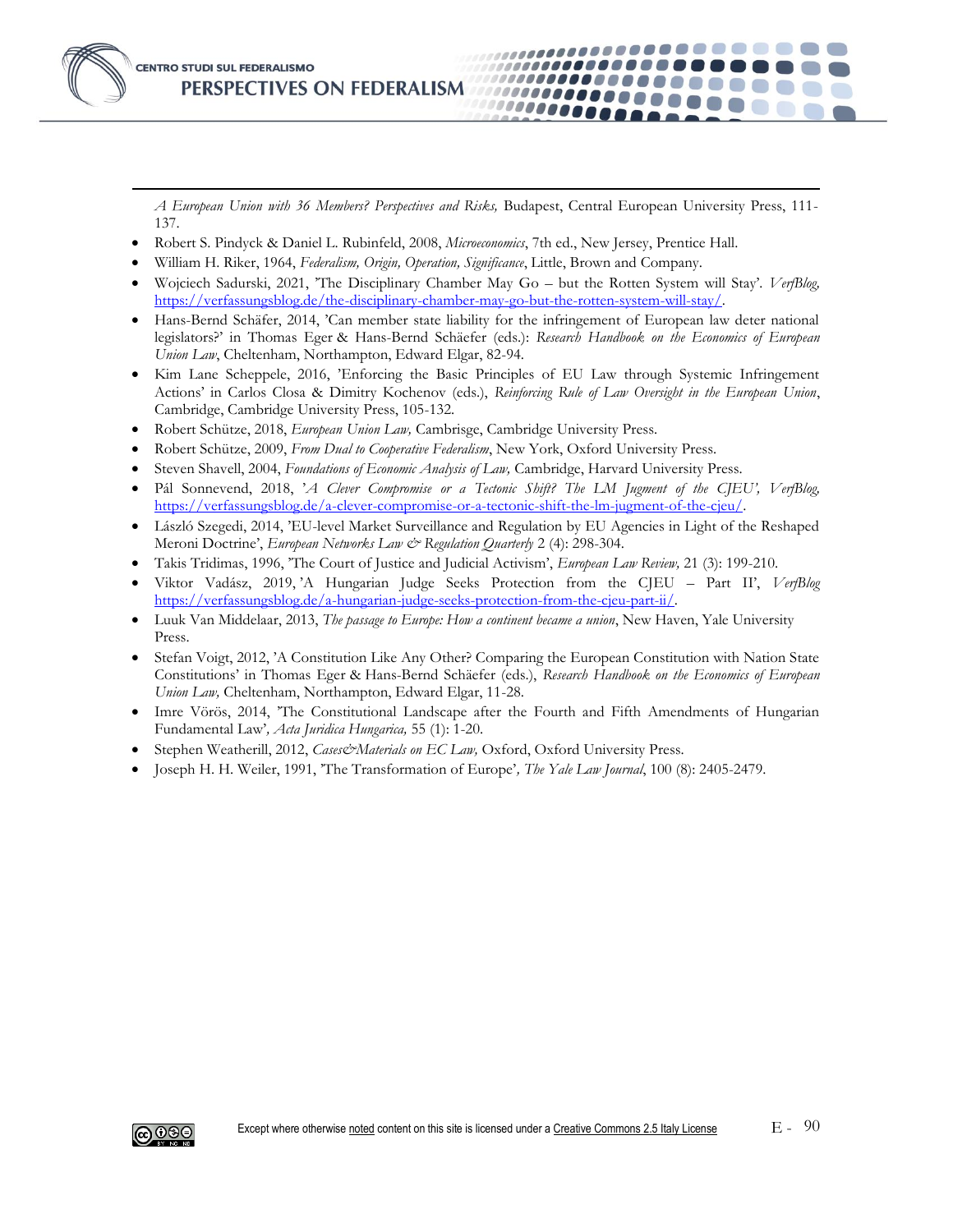*A European Union with 36 Members? Perspectives and Risks,* Budapest, Central European University Press, 111-137.

- Robert S. Pindyck & Daniel L. Rubinfeld, 2008, *Microeconomics*, 7th ed., New Jersey, Prentice Hall.
- William H. Riker, 1964, *Federalism, Origin, Operation, Significance*, Little, Brown and Company.
- Wojciech Sadurski, 2021, 'The Disciplinary Chamber May Go – but the Rotten System will Stay'. *VerfBlog,* https://verfassungsblog.de/the-disciplinary-chamber-may-go-but-the-rotten-system-will-stay/.
- Hans-Bernd Schäfer, 2014, 'Can member state liability for the infringement of European law deter national legislators?' in Thomas Eger & Hans-Bernd Schäefer (eds.): *Research Handbook on the Economics of European Union Law*, Cheltenham, Northampton, Edward Elgar, 82-94.
- Kim Lane Scheppele, 2016, 'Enforcing the Basic Principles of EU Law through Systemic Infringement Actions' in Carlos Closa & Dimitry Kochenov (eds.), *Reinforcing Rule of Law Oversight in the European Union*, Cambridge, Cambridge University Press, 105-132.
- Robert Schütze, 2018, *European Union Law,* Cambrisge, Cambridge University Press.
- Robert Schütze, 2009, *From Dual to Cooperative Federalism*, New York, Oxford University Press.
- Steven Shavell, 2004, *Foundations of Economic Analysis of Law,* Cambridge, Harvard University Press.
- Pál Sonnevend, 2018, *'A Clever Compromise or a Tectonic Shift? The LM Jugment of the CJEU', VerfBlog,* https://verfassungsblog.de/a-clever-compromise-or-a-tectonic-shift-the-lm-jugment-of-the-cjeu/.
- László Szegedi, 2014, 'EU-level Market Surveillance and Regulation by EU Agencies in Light of the Reshaped Meroni Doctrine', *European Networks Law & Regulation Quarterly* 2 (4): 298-304.
- Takis Tridimas, 1996, 'The Court of Justice and Judicial Activism', *European Law Review,* 21 (3): 199-210.
- Viktor Vadász, 2019, 'A Hungarian Judge Seeks Protection from the CJEU – Part II', *VerfBlog* https://verfassungsblog.de/a-hungarian-judge-seeks-protection-from-the-cjeu-part-ii/.
- Luuk Van Middelaar, 2013, *The passage to Europe: How a continent became a union*, New Haven, Yale University Press.
- Stefan Voigt, 2012, 'A Constitution Like Any Other? Comparing the European Constitution with Nation State Constitutions' in Thomas Eger & Hans-Bernd Schäefer (eds.), *Research Handbook on the Economics of European Union Law,* Cheltenham, Northampton, Edward Elgar, 11-28.
- Imre Vörös, 2014, 'The Constitutional Landscape after the Fourth and Fifth Amendments of Hungarian Fundamental Law'*, Acta Juridica Hungarica,* 55 (1): 1-20.
- Stephen Weatherill, 2012, *Cases&Materials on EC Law,* Oxford, Oxford University Press.
- Joseph H. H. Weiler, 1991, 'The Transformation of Europe'*, The Yale Law Journal*, 100 (8): 2405-2479.